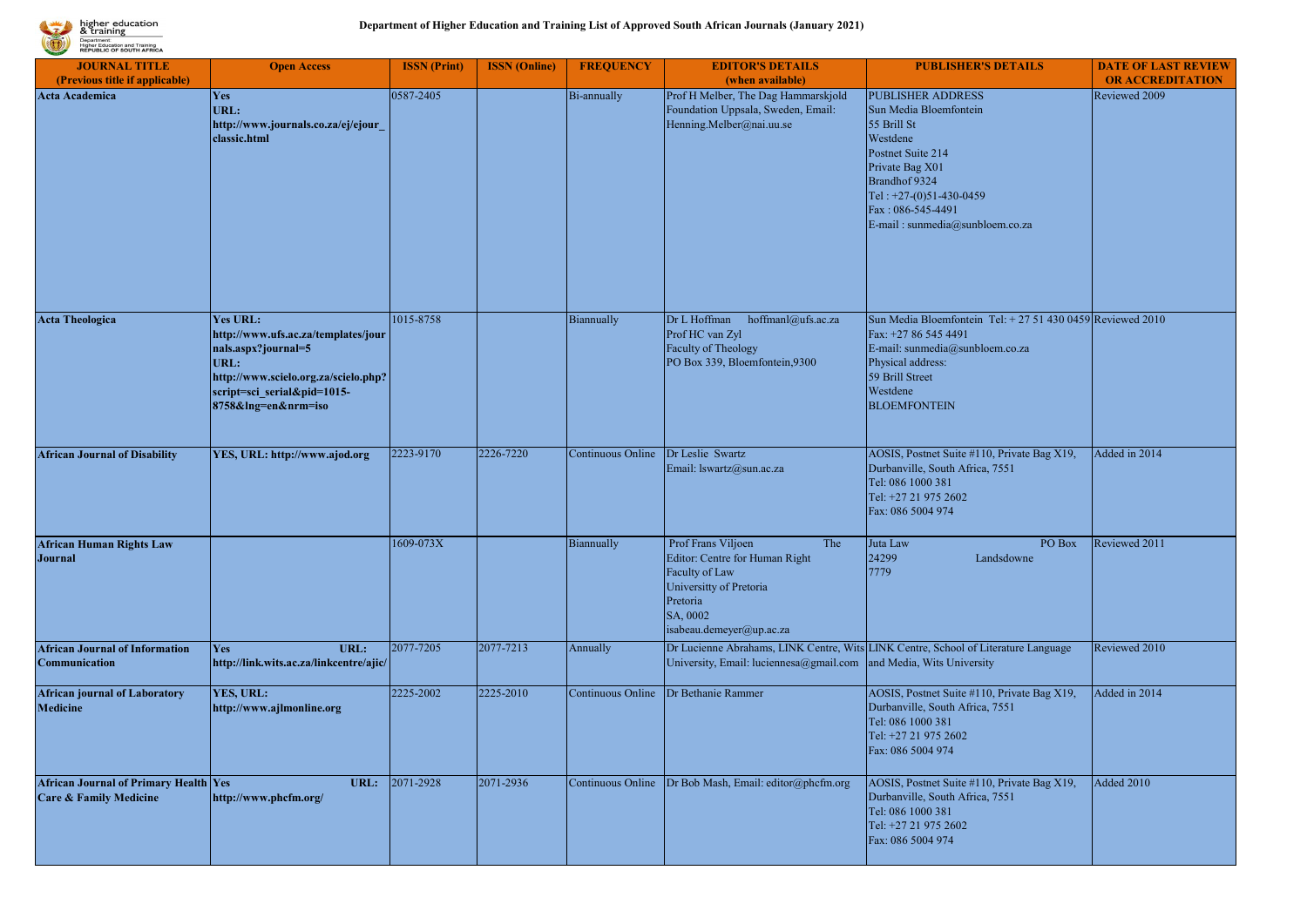# Department of Higher Education and Training List of Approved South African Journals (January 2021)

| JOURNAL TITLE (Previous title if applicable) | Open Access | ISSN (Print) | ISSN (Online) | FREQUENCY | EDITOR'S DETAILS (when available) | PUBLISHER'S DETAILS | DATE OF LAST REVIEW OR ACCREDITATION |
|---|---|---|---|---|---|---|---|
| **Acta Academica** | **Yes URL: http://www.journals.co.za/ej/ejour_classic.html** | 0587-2405 | | Bi-annually | Prof H Melber, The Dag Hammarskjold Foundation Uppsala, Sweden, Email: Henning.Melber@nai.uu.se | PUBLISHER ADDRESS Sun Media Bloemfontein 55 Brill St Westdene Postnet Suite 214 Private Bag X01 Brandhof 9324 Tel : +27-(0)51-430-0459 Fax : 086-545-4491 E-mail : sunmedia@sunbloem.co.za | Reviewed 2009 |
| **Acta Theologica** | **Yes URL: http://www.ufs.ac.za/templates/journals.aspx?journal=5 URL: http://www.scielo.org.za/scielo.php?script=sci_serial&pid=1015-8758&lng=en&nrm=iso** | 1015-8758 | | Biannually | Dr L Hoffman hoffmanl@ufs.ac.za Prof HC van Zyl Faculty of Theology PO Box 339, Bloemfontein,9300 | Sun Media Bloemfontein Tel: + 27 51 430 0459 Fax: +27 86 545 4491 E-mail: sunmedia@sunbloem.co.za Physical address: 59 Brill Street Westdene BLOEMFONTEIN | Reviewed 2010 |
| **African Journal of Disability** | **YES, URL: http://www.ajod.org** | 2223-9170 | 2226-7220 | Continuous Online | Dr Leslie Swartz Email: lswartz@sun.ac.za | AOSIS, Postnet Suite #110, Private Bag X19, Durbanville, South Africa, 7551 Tel: 086 1000 381 Tel: +27 21 975 2602 Fax: 086 5004 974 | Added in 2014 |
| **African Human Rights Law Journal** | | 1609-073X | | Biannually | Prof Frans Viljoen The Editor: Centre for Human Right Faculty of Law Universitty of Pretoria Pretoria SA, 0002 isabeau.demeyer@up.ac.za | Juta Law PO Box 24299 Landsdowne 7779 | Reviewed 2011 |
| **African Journal of Information Communication** | **Yes URL: http://link.wits.ac.za/linkcentre/ajic/** | 2077-7205 | 2077-7213 | Annually | Dr Lucienne Abrahams, LINK Centre, Wits University, Email: luciennesa@gmail.com | LINK Centre, School of Literature Language and Media, Wits University | Reviewed 2010 |
| **African journal of Laboratory Medicine** | **YES, URL: http://www.ajlmonline.org** | 2225-2002 | 2225-2010 | Continuous Online | Dr Bethanie Rammer | AOSIS, Postnet Suite #110, Private Bag X19, Durbanville, South Africa, 7551 Tel: 086 1000 381 Tel: +27 21 975 2602 Fax: 086 5004 974 | Added in 2014 |
| **African Journal of Primary Health Care & Family Medicine** | **Yes URL: http://www.phcfm.org/** | 2071-2928 | 2071-2936 | Continuous Online | Dr Bob Mash, Email: editor@phcfm.org | AOSIS, Postnet Suite #110, Private Bag X19, Durbanville, South Africa, 7551 Tel: 086 1000 381 Tel: +27 21 975 2602 Fax: 086 5004 974 | Added 2010 |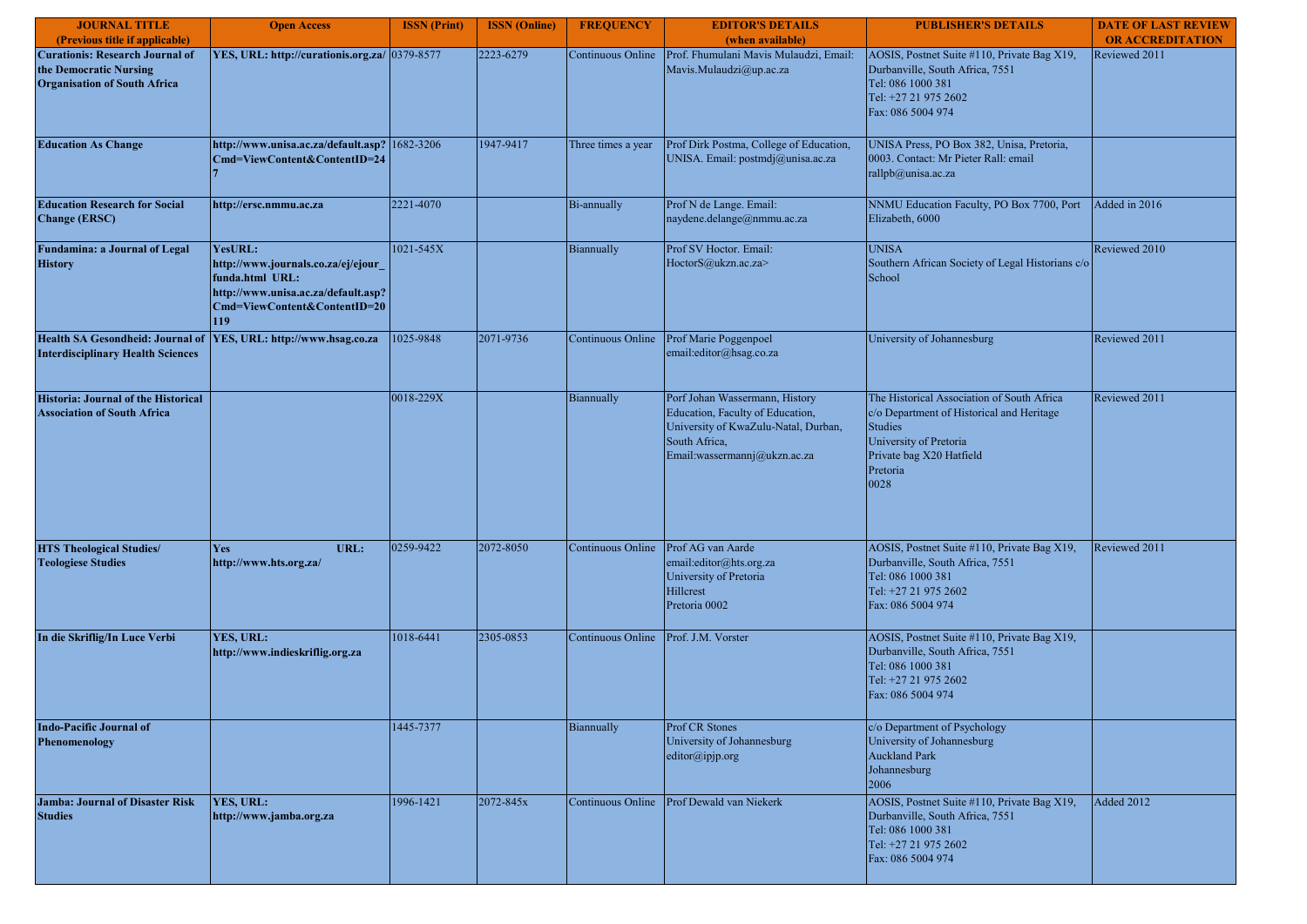| JOURNAL TITLE (Previous title if applicable) | Open Access | ISSN (Print) | ISSN (Online) | FREQUENCY | EDITOR'S DETAILS (when available) | PUBLISHER'S DETAILS | DATE OF LAST REVIEW OR ACCREDITATION |
|---|---|---|---|---|---|---|---|
| **Curationis: Research Journal of the Democratic Nursing Organisation of South Africa** | **YES, URL: http://curationis.org.za/** | 0379-8577 | 2223-6279 | Continuous Online | Prof. Fhumulani Mavis Mulaudzi, Email: Mavis.Mulaudzi@up.ac.za | AOSIS, Postnet Suite #110, Private Bag X19, Durbanville, South Africa, 7551 Tel: 086 1000 381 Tel: +27 21 975 2602 Fax: 086 5004 974 | Reviewed 2011 |
| **Education As Change** | **http://www.unisa.ac.za/default.asp?Cmd=ViewContent&ContentID=247** | 1682-3206 | 1947-9417 | Three times a year | Prof Dirk Postma, College of Education, UNISA. Email: postmdj@unisa.ac.za | UNISA Press, PO Box 382, Unisa, Pretoria, 0003. Contact: Mr Pieter Rall: email rallpb@unisa.ac.za | |
| **Education Research for Social Change (ERSC)** | **http://ersc.nmmu.ac.za** | 2221-4070 | | Bi-annually | Prof N de Lange. Email: naydene.delange@nmmu.ac.za | NNMU Education Faculty, PO Box 7700, Port Elizabeth, 6000 | Added in 2016 |
| **Fundamina: a Journal of Legal History** | **YesURL: http://www.journals.co.za/ej/ejour_funda.html URL: http://www.unisa.ac.za/default.asp?Cmd=ViewContent&ContentID=20119** | 1021-545X | | Biannually | Prof SV Hoctor. Email: HoctorS@ukzn.ac.za> | UNISA Southern African Society of Legal Historians c/o School | Reviewed 2010 |
| **Health SA Gesondheid: Journal of Interdisciplinary Health Sciences** | **YES, URL: http://www.hsag.co.za** | 1025-9848 | 2071-9736 | Continuous Online | Prof Marie Poggenpoel email:editor@hsag.co.za | University of Johannesburg | Reviewed 2011 |
| **Historia: Journal of the Historical Association of South Africa** | | 0018-229X | | Biannually | Porf Johan Wassermann, History Education, Faculty of Education, University of KwaZulu-Natal, Durban, South Africa, Email:wassermannj@ukzn.ac.za | The Historical Association of South Africa c/o Department of Historical and Heritage Studies University of Pretoria Private bag X20 Hatfield Pretoria 0028 | Reviewed 2011 |
| **HTS Theological Studies/ Teologiese Studies** | **Yes URL: http://www.hts.org.za/** | 0259-9422 | 2072-8050 | Continuous Online | Prof AG van Aarde email:editor@hts.org.za University of Pretoria Hillcrest Pretoria 0002 | AOSIS, Postnet Suite #110, Private Bag X19, Durbanville, South Africa, 7551 Tel: 086 1000 381 Tel: +27 21 975 2602 Fax: 086 5004 974 | Reviewed 2011 |
| **In die Skriflig/In Luce Verbi** | **YES, URL: http://www.indieskriflig.org.za** | 1018-6441 | 2305-0853 | Continuous Online | Prof. J.M. Vorster | AOSIS, Postnet Suite #110, Private Bag X19, Durbanville, South Africa, 7551 Tel: 086 1000 381 Tel: +27 21 975 2602 Fax: 086 5004 974 | |
| **Indo-Pacific Journal of Phenomenology** | | 1445-7377 | | Biannually | Prof CR Stones University of Johannesburg editor@ipjp.org | c/o Department of Psychology University of Johannesburg Auckland Park Johannesburg 2006 | |
| **Jamba: Journal of Disaster Risk Studies** | **YES, URL: http://www.jamba.org.za** | 1996-1421 | 2072-845x | Continuous Online | Prof Dewald van Niekerk | AOSIS, Postnet Suite #110, Private Bag X19, Durbanville, South Africa, 7551 Tel: 086 1000 381 Tel: +27 21 975 2602 Fax: 086 5004 974 | Added 2012 |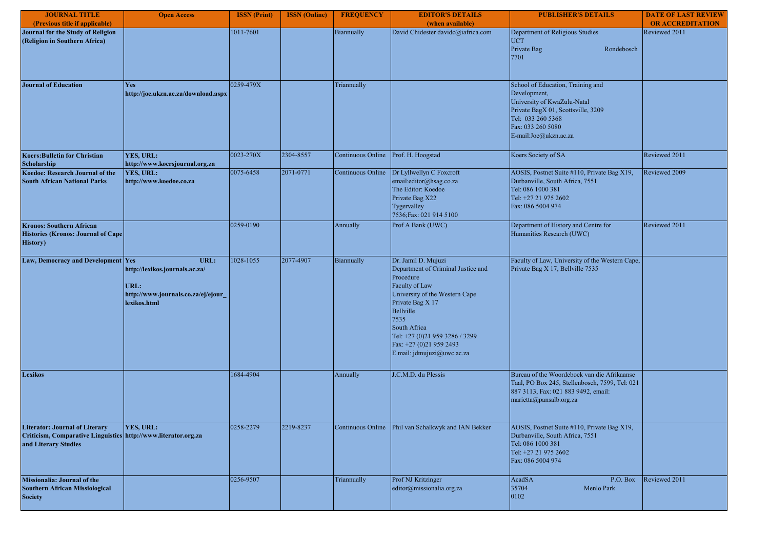| JOURNAL TITLE (Previous title if applicable) | Open Access | ISSN (Print) | ISSN (Online) | FREQUENCY | EDITOR'S DETAILS (when available) | PUBLISHER'S DETAILS | DATE OF LAST REVIEW OR ACCREDITATION |
|---|---|---|---|---|---|---|---|
| **Journal for the Study of Religion (Religion in Southern Africa)** | | 1011-7601 | | Biannually | David Chidester davidc@iafrica.com | Department of Religious Studies UCT Private Bag Rondebosch 7701 | Reviewed 2011 |
| **Journal of Education** | **Yes http://joe.ukzn.ac.za/download.aspx** | 0259-479X | | Triannually | | School of Education, Training and Development, University of KwaZulu-Natal Private BagX 01, Scottsville, 3209 Tel: 033 260 5368 Fax: 033 260 5080 E-mail:Joe@ukzn.ac.za | |
| **Koers:Bulletin for Christian Scholarship** | **YES, URL: http://www.koersjournal.org.za** | 0023-270X | 2304-8557 | Continuous Online | Prof. H. Hoogstad | Koers Society of SA | Reviewed 2011 |
| **Koedoe: Research Journal of the South African National Parks** | **YES, URL: http://www.koedoe.co.za** | 0075-6458 | 2071-0771 | Continuous Online | Dr Lyllwellyn C Foxcroft email:editor@hsag.co.za The Editor: Koedoe Private Bag X22 Tygervalley 7536;Fax: 021 914 5100 | AOSIS, Postnet Suite #110, Private Bag X19, Durbanville, South Africa, 7551 Tel: 086 1000 381 Tel: +27 21 975 2602 Fax: 086 5004 974 | Reviewed 2009 |
| **Kronos: Southern African Histories (Kronos: Journal of Cape History)** | | 0259-0190 | | Annually | Prof A Bank (UWC) | Department of History and Centre for Humanities Research (UWC) | Reviewed 2011 |
| **Law, Democracy and Development** | **Yes URL: http://lexikos.journals.ac.za/ URL: http://www.journals.co.za/ej/ejour_lexikos.html** | 1028-1055 | 2077-4907 | Biannually | Dr. Jamil D. Mujuzi Department of Criminal Justice and Procedure Faculty of Law University of the Western Cape Private Bag X 17 Bellville 7535 South Africa Tel: +27 (0)21 959 3286 / 3299 Fax: +27 (0)21 959 2493 E mail: jdmujuzi@uwc.ac.za | Faculty of Law, University of the Western Cape, Private Bag X 17, Bellville 7535 | |
| **Lexikos** | | 1684-4904 | | Annually | J.C.M.D. du Plessis | Bureau of the Woordeboek van die Afrikaanse Taal, PO Box 245, Stellenbosch, 7599, Tel: 021 887 3113, Fax: 021 883 9492, email: marietta@pansalb.org.za | |
| **Literator: Journal of Literary Criticism, Comparative Linguistics and Literary Studies** | **YES, URL: http://www.literator.org.za** | 0258-2279 | 2219-8237 | Continuous Online | Phil van Schalkwyk and IAN Bekker | AOSIS, Postnet Suite #110, Private Bag X19, Durbanville, South Africa, 7551 Tel: 086 1000 381 Tel: +27 21 975 2602 Fax: 086 5004 974 | |
| **Missionalia: Journal of the Southern African Missiological Society** | | 0256-9507 | | Triannually | Prof NJ Kritzinger editor@missionalia.org.za | AcadSA P.O. Box 35704 Menlo Park 0102 | Reviewed 2011 |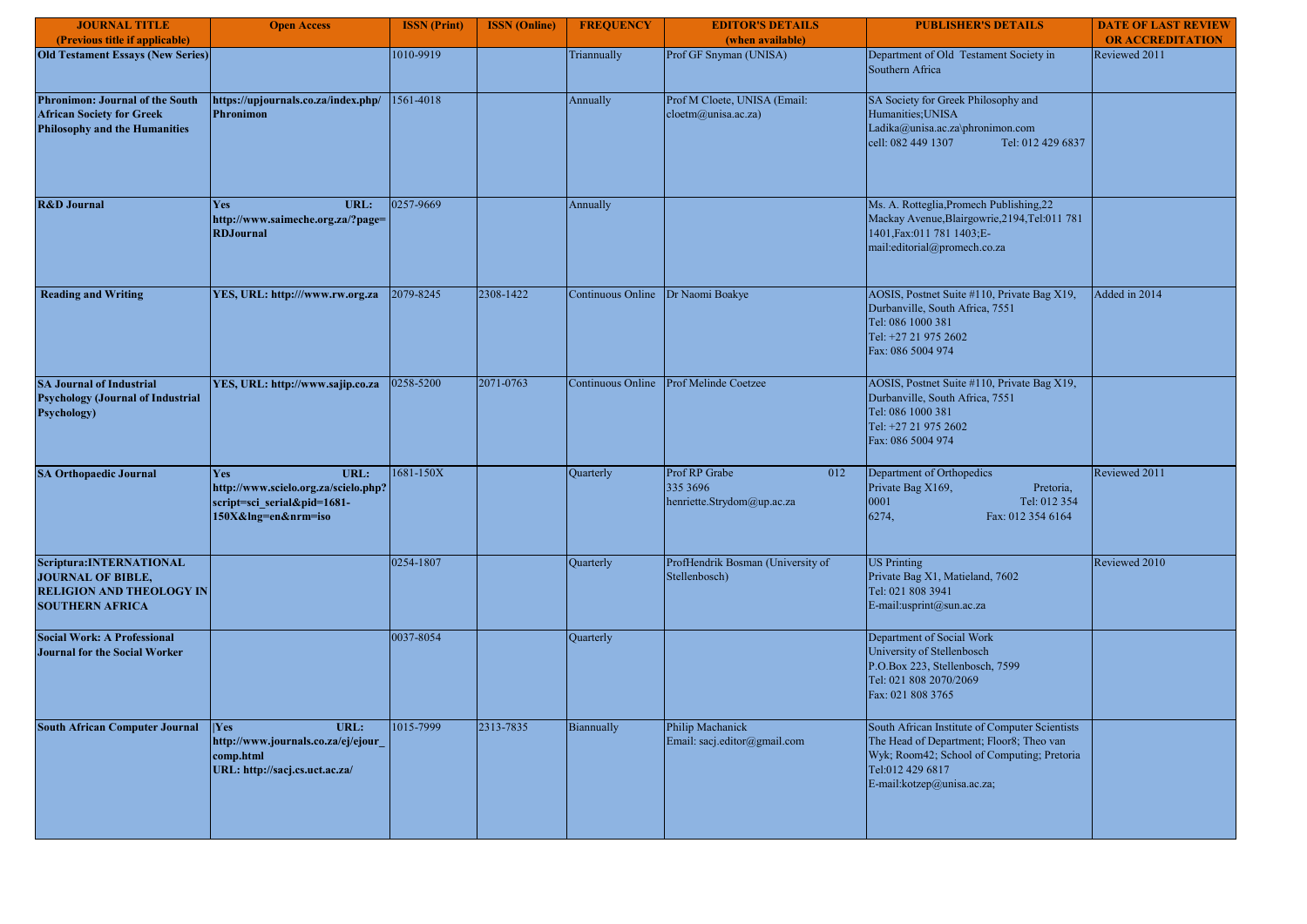| JOURNAL TITLE (Previous title if applicable) | Open Access | ISSN (Print) | ISSN (Online) | FREQUENCY | EDITOR'S DETAILS (when available) | PUBLISHER'S DETAILS | DATE OF LAST REVIEW OR ACCREDITATION |
|---|---|---|---|---|---|---|---|
| **Old Testament Essays (New Series)** | | 1010-9919 | | Triannually | Prof GF Snyman (UNISA) | Department of Old Testament Society in Southern Africa | Reviewed 2011 |
| **Phronimon: Journal of the South African Society for Greek Philosophy and the Humanities** | **https://upjournals.co.za/index.php/Phronimon** | 1561-4018 | | Annually | Prof M Cloete, UNISA (Email: cloetm@unisa.ac.za) | SA Society for Greek Philosophy and Humanities;UNISA Ladika@unisa.ac.za\phronimon.com cell: 082 449 1307 Tel: 012 429 6837 | |
| **R&D Journal** | **Yes URL: http://www.saimeche.org.za/?page=RDJournal** | 0257-9669 | | Annually | | Ms. A. Rotteglia,Promech Publishing,22 Mackay Avenue,Blairgowrie,2194,Tel:011 781 1401,Fax:011 781 1403;E-mail:editorial@promech.co.za | |
| **Reading and Writing** | **YES, URL: http:///www.rw.org.za** | 2079-8245 | 2308-1422 | Continuous Online | Dr Naomi Boakye | AOSIS, Postnet Suite #110, Private Bag X19, Durbanville, South Africa, 7551 Tel: 086 1000 381 Tel: +27 21 975 2602 Fax: 086 5004 974 | Added in 2014 |
| **SA Journal of Industrial Psychology (Journal of Industrial Psychology)** | **YES, URL: http://www.sajip.co.za** | 0258-5200 | 2071-0763 | Continuous Online | Prof Melinde Coetzee | AOSIS, Postnet Suite #110, Private Bag X19, Durbanville, South Africa, 7551 Tel: 086 1000 381 Tel: +27 21 975 2602 Fax: 086 5004 974 | |
| **SA Orthopaedic Journal** | **Yes URL: http://www.scielo.org.za/scielo.php?script=sci_serial&pid=1681-150X&lng=en&nrm=iso** | 1681-150X | | Quarterly | Prof RP Grabe 012 335 3696 henriette.Strydom@up.ac.za | Department of Orthopedics Private Bag X169, Pretoria, 0001 Tel: 012 354 6274, Fax: 012 354 6164 | Reviewed 2011 |
| **Scriptura:INTERNATIONAL JOURNAL OF BIBLE, RELIGION AND THEOLOGY IN SOUTHERN AFRICA** | | 0254-1807 | | Quarterly | ProfHendrik Bosman (University of Stellenbosch) | US Printing Private Bag X1, Matieland, 7602 Tel: 021 808 3941 E-mail:usprint@sun.ac.za | Reviewed 2010 |
| **Social Work: A Professional Journal for the Social Worker** | | 0037-8054 | | Quarterly | | Department of Social Work University of Stellenbosch P.O.Box 223, Stellenbosch, 7599 Tel: 021 808 2070/2069 Fax: 021 808 3765 | |
| **South African Computer Journal** | **\|Yes URL: http://www.journals.co.za/ej/ejour_comp.html URL: http://sacj.cs.uct.ac.za/** | 1015-7999 | 2313-7835 | Biannually | Philip Machanick Email: sacj.editor@gmail.com | South African Institute of Computer Scientists The Head of Department; Floor8; Theo van Wyk; Room42; School of Computing; Pretoria Tel:012 429 6817 E-mail:kotzep@unisa.ac.za; | |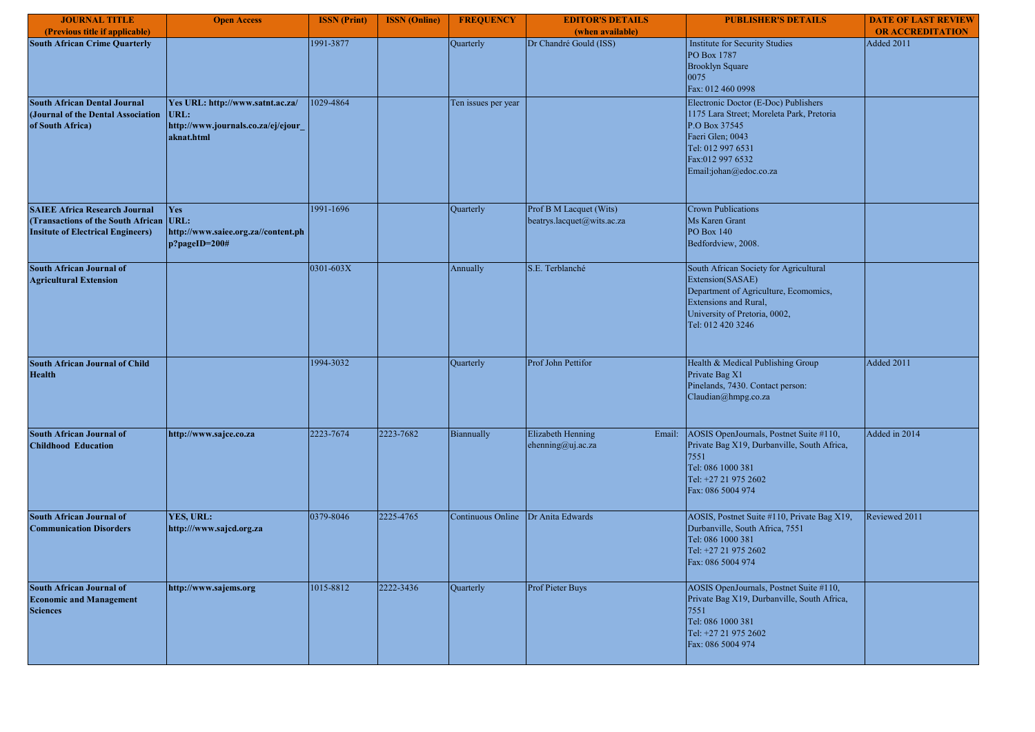| JOURNAL TITLE (Previous title if applicable) | Open Access | ISSN (Print) | ISSN (Online) | FREQUENCY | EDITOR'S DETAILS (when available) | PUBLISHER'S DETAILS | DATE OF LAST REVIEW OR ACCREDITATION |
|---|---|---|---|---|---|---|---|
| **South African Crime Quarterly** | | 1991-3877 | | Quarterly | Dr Chandré Gould (ISS) | Institute for Security Studies PO Box 1787 Brooklyn Square 0075 Fax: 012 460 0998 | Added 2011 |
| **South African Dental Journal (Journal of the Dental Association of South Africa)** | **Yes URL: http://www.satnt.ac.za/ URL: http://www.journals.co.za/ej/ejour_aknat.html** | 1029-4864 | | Ten issues per year | | Electronic Doctor (E-Doc) Publishers 1175 Lara Street; Moreleta Park, Pretoria P.O Box 37545 Faeri Glen; 0043 Tel: 012 997 6531 Fax:012 997 6532 Email:johan@edoc.co.za | |
| **SAIEE Africa Research Journal (Transactions of the South African Insitute of Electrical Engineers)** | **Yes URL: http:///www.saiee.org.za//content.php?pageID=200#** | 1991-1696 | | Quarterly | Prof B M Lacquet (Wits) beatrys.lacquet@wits.ac.za | Crown Publications Ms Karen Grant PO Box 140 Bedfordview, 2008. | |
| **South African Journal of Agricultural Extension** | | 0301-603X | | Annually | S.E. Terblanché | South African Society for Agricultural Extension(SASAE) Department of Agriculture, Ecomomics, Extensions and Rural, University of Pretoria, 0002, Tel: 012 420 3246 | |
| **South African Journal of Child Health** | | 1994-3032 | | Quarterly | Prof John Pettifor | Health & Medical Publishing Group Private Bag X1 Pinelands, 7430. Contact person: Claudian@hmpg.co.za | Added 2011 |
| **South African Journal of Childhood Education** | **http://www.sajce.co.za** | 2223-7674 | 2223-7682 | Biannually | Elizabeth Henning Email: ehenning@uj.ac.za | AOSIS OpenJournals, Postnet Suite #110, Private Bag X19, Durbanville, South Africa, 7551 Tel: 086 1000 381 Tel: +27 21 975 2602 Fax: 086 5004 974 | Added in 2014 |
| **South African Journal of Communication Disorders** | **YES, URL: http:///www.sajcd.org.za** | 0379-8046 | 2225-4765 | Continuous Online | Dr Anita Edwards | AOSIS, Postnet Suite #110, Private Bag X19, Durbanville, South Africa, 7551 Tel: 086 1000 381 Tel: +27 21 975 2602 Fax: 086 5004 974 | Reviewed 2011 |
| **South African Journal of Economic and Management Sciences** | **http://www.sajems.org** | 1015-8812 | 2222-3436 | Quarterly | Prof Pieter Buys | AOSIS OpenJournals, Postnet Suite #110, Private Bag X19, Durbanville, South Africa, 7551 Tel: 086 1000 381 Tel: +27 21 975 2602 Fax: 086 5004 974 | |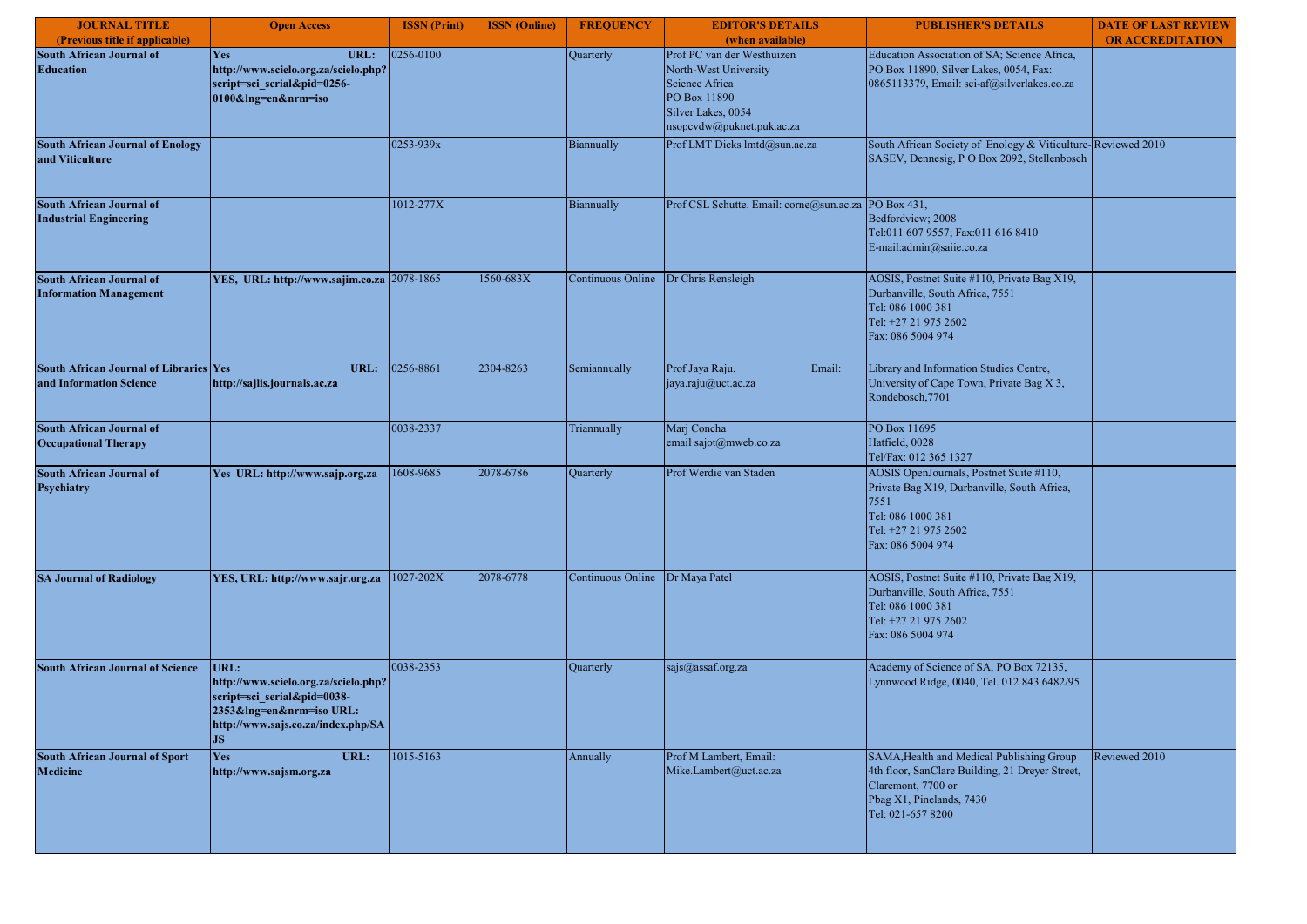| JOURNAL TITLE (Previous title if applicable) | Open Access | ISSN (Print) | ISSN (Online) | FREQUENCY | EDITOR'S DETAILS (when available) | PUBLISHER'S DETAILS | DATE OF LAST REVIEW OR ACCREDITATION |
|---|---|---|---|---|---|---|---|
| **South African Journal of Education** | **Yes URL: http://www.scielo.org.za/scielo.php?script=sci_serial&pid=0256-0100&lng=en&nrm=iso** | 0256-0100 | | Quarterly | Prof PC van der Westhuizen North-West University Science Africa PO Box 11890 Silver Lakes, 0054 nsopcvdw@puknet.puk.ac.za | Education Association of SA; Science Africa, PO Box 11890, Silver Lakes, 0054, Fax: 0865113379, Email: sci-af@silverlakes.co.za | |
| **South African Journal of Enology and Viticulture** | | 0253-939x | | Biannually | Prof LMT Dicks lmtd@sun.ac.za | South African Society of Enology & Viticulture-SASEV, Dennesig, P O Box 2092, Stellenbosch | Reviewed 2010 |
| **South African Journal of Industrial Engineering** | | 1012-277X | | Biannually | Prof CSL Schutte. Email: corne@sun.ac.za | PO Box 431, Bedfordview; 2008 Tel:011 607 9557; Fax:011 616 8410 E-mail:admin@saiie.co.za | |
| **South African Journal of Information Management** | **YES, URL: http://www.sajim.co.za** | 2078-1865 | 1560-683X | Continuous Online | Dr Chris Rensleigh | AOSIS, Postnet Suite #110, Private Bag X19, Durbanville, South Africa, 7551 Tel: 086 1000 381 Tel: +27 21 975 2602 Fax: 086 5004 974 | |
| **South African Journal of Libraries and Information Science** | **Yes URL: http://sajlis.journals.ac.za** | 0256-8861 | 2304-8263 | Semiannually | Prof Jaya Raju. Email: jaya.raju@uct.ac.za | Library and Information Studies Centre, University of Cape Town, Private Bag X 3, Rondebosch,7701 | |
| **South African Journal of Occupational Therapy** | | 0038-2337 | | Triannually | Marj Concha email sajot@mweb.co.za | PO Box 11695 Hatfield, 0028 Tel/Fax: 012 365 1327 | |
| **South African Journal of Psychiatry** | **Yes URL: http://www.sajp.org.za** | 1608-9685 | 2078-6786 | Quarterly | Prof Werdie van Staden | AOSIS OpenJournals, Postnet Suite #110, Private Bag X19, Durbanville, South Africa, 7551 Tel: 086 1000 381 Tel: +27 21 975 2602 Fax: 086 5004 974 | |
| **SA Journal of Radiology** | **YES, URL: http://www.sajr.org.za** | 1027-202X | 2078-6778 | Continuous Online | Dr Maya Patel | AOSIS, Postnet Suite #110, Private Bag X19, Durbanville, South Africa, 7551 Tel: 086 1000 381 Tel: +27 21 975 2602 Fax: 086 5004 974 | |
| **South African Journal of Science** | **URL: http://www.scielo.org.za/scielo.php?script=sci_serial&pid=0038-2353&lng=en&nrm=iso URL: http://www.sajs.co.za/index.php/SAJS** | 0038-2353 | | Quarterly | sajs@assaf.org.za | Academy of Science of SA, PO Box 72135, Lynnwood Ridge, 0040, Tel. 012 843 6482/95 | |
| **South African Journal of Sport Medicine** | **Yes URL: http://www.sajsm.org.za** | 1015-5163 | | Annually | Prof M Lambert, Email: Mike.Lambert@uct.ac.za | SAMA,Health and Medical Publishing Group 4th floor, SanClare Building, 21 Dreyer Street, Claremont, 7700 or Pbag X1, Pinelands, 7430 Tel: 021-657 8200 | Reviewed 2010 |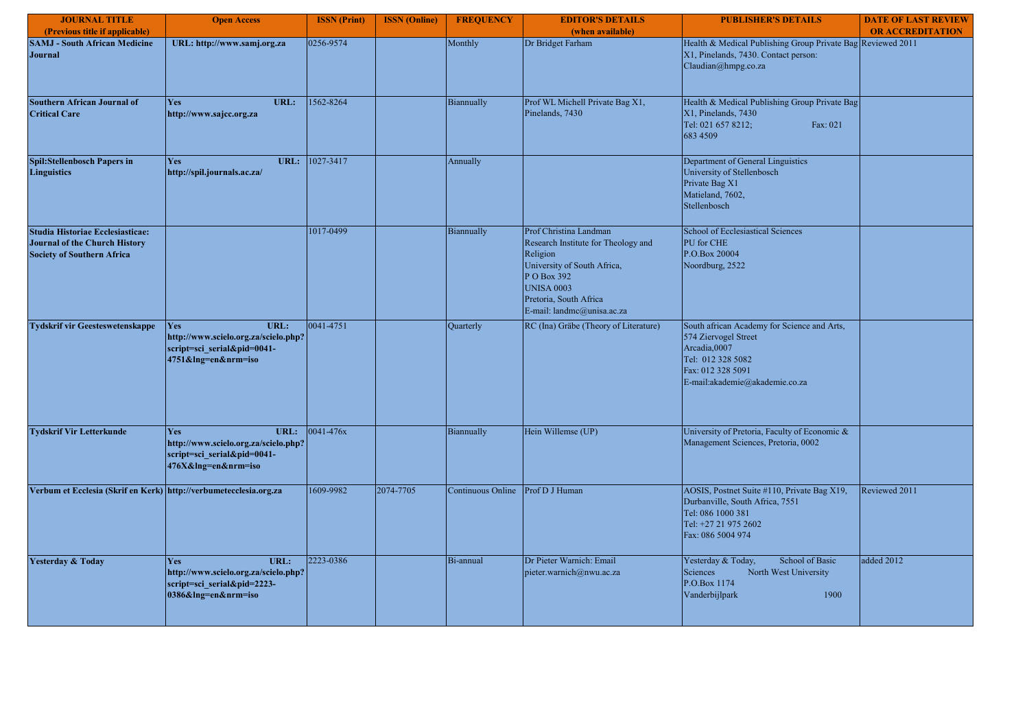| JOURNAL TITLE (Previous title if applicable) | Open Access | ISSN (Print) | ISSN (Online) | FREQUENCY | EDITOR'S DETAILS (when available) | PUBLISHER'S DETAILS | DATE OF LAST REVIEW OR ACCREDITATION |
|---|---|---|---|---|---|---|---|
| **SAMJ - South African Medicine Journal** | **URL: http://www.samj.org.za** | 0256-9574 | | Monthly | Dr Bridget Farham | Health & Medical Publishing Group Private Bag X1, Pinelands, 7430. Contact person: Claudian@hmpg.co.za | Reviewed 2011 |
| **Southern African Journal of Critical Care** | **Yes URL: http://www.sajcc.org.za** | 1562-8264 | | Biannually | Prof WL Michell Private Bag X1, Pinelands, 7430 | Health & Medical Publishing Group Private Bag X1, Pinelands, 7430 Tel: 021 657 8212; Fax: 021 683 4509 | |
| **Spil:Stellenbosch Papers in Linguistics** | **Yes URL: http://spil.journals.ac.za/** | 1027-3417 | | Annually | | Department of General Linguistics University of Stellenbosch Private Bag X1 Matieland, 7602, Stellenbosch | |
| **Studia Historiae Ecclesiasticae: Journal of the Church History Society of Southern Africa** | | 1017-0499 | | Biannually | Prof Christina Landman Research Institute for Theology and Religion University of South Africa, P O Box 392 UNISA 0003 Pretoria, South Africa E-mail: landmc@unisa.ac.za | School of Ecclesiastical Sciences PU for CHE P.O.Box 20004 Noordburg, 2522 | |
| **Tydskrif vir Geesteswetenskappe** | **Yes URL: http://www.scielo.org.za/scielo.php?script=sci_serial&pid=0041-4751&lng=en&nrm=iso** | 0041-4751 | | Quarterly | RC (Ina) Gräbe (Theory of Literature) | South african Academy for Science and Arts, 574 Ziervogel Street Arcadia,0007 Tel: 012 328 5082 Fax: 012 328 5091 E-mail:akademie@akademie.co.za | |
| **Tydskrif Vir Letterkunde** | **Yes URL: http://www.scielo.org.za/scielo.php?script=sci_serial&pid=0041-476X&lng=en&nrm=iso** | 0041-476x | | Biannually | Hein Willemse (UP) | University of Pretoria, Faculty of Economic & Management Sciences, Pretoria, 0002 | |
| **Verbum et Ecclesia (Skrif en Kerk)** | **http://verbumetecclesia.org.za** | 1609-9982 | 2074-7705 | Continuous Online | Prof D J Human | AOSIS, Postnet Suite #110, Private Bag X19, Durbanville, South Africa, 7551 Tel: 086 1000 381 Tel: +27 21 975 2602 Fax: 086 5004 974 | Reviewed 2011 |
| **Yesterday & Today** | **Yes URL: http://www.scielo.org.za/scielo.php?script=sci_serial&pid=2223-0386&lng=en&nrm=iso** | 2223-0386 | | Bi-annual | Dr Pieter Warnich: Email pieter.warnich@nwu.ac.za | Yesterday & Today, School of Basic Sciences North West University P.O.Box 1174 Vanderbijlpark 1900 | added 2012 |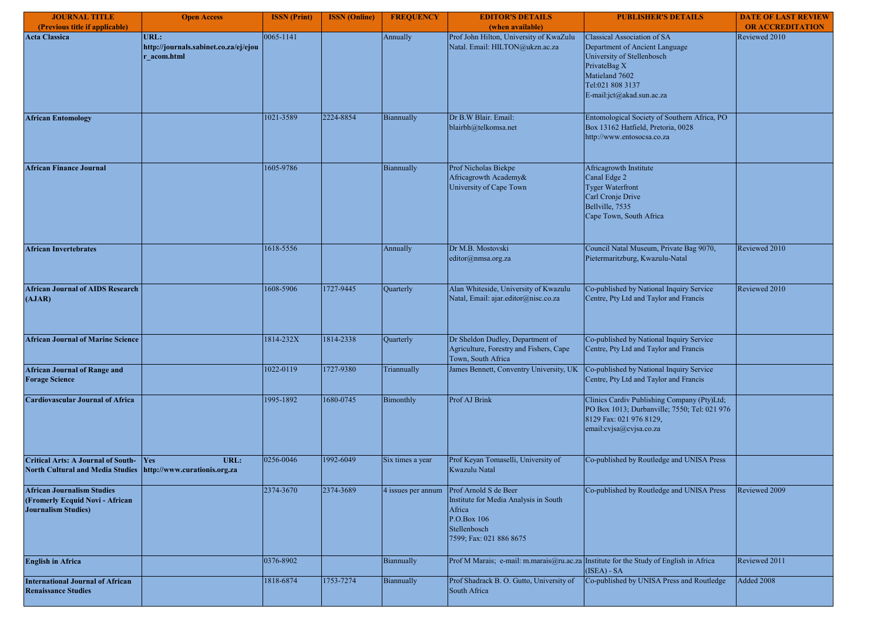| JOURNAL TITLE (Previous title if applicable) | Open Access | ISSN (Print) | ISSN (Online) | FREQUENCY | EDITOR'S DETAILS (when available) | PUBLISHER'S DETAILS | DATE OF LAST REVIEW OR ACCREDITATION |
|---|---|---|---|---|---|---|---|
| **Acta Classica** | **URL: http://journals.sabinet.co.za/ej/ejour_acom.html** | 0065-1141 | | Annually | Prof John Hilton, University of KwaZulu Natal. Email: HILTON@ukzn.ac.za | Classical Association of SA Department of Ancient Language University of Stellenbosch PrivateBag X Matieland 7602 Tel:021 808 3137 E-mail:jct@akad.sun.ac.za | Reviewed 2010 |
| **African Entomology** | | 1021-3589 | 2224-8854 | Biannually | Dr B.W Blair. Email: blairbh@telkomsa.net | Entomological Society of Southern Africa, PO Box 13162 Hatfield, Pretoria, 0028 http://www.entosocsa.co.za | |
| **African Finance Journal** | | 1605-9786 | | Biannually | Prof Nicholas Biekpe Africagrowth Academy& University of Cape Town | Africagrowth Institute Canal Edge 2 Tyger Waterfront Carl Cronje Drive Bellville, 7535 Cape Town, South Africa | |
| **African Invertebrates** | | 1618-5556 | | Annually | Dr M.B. Mostovski editor@nmsa.org.za | Council Natal Museum, Private Bag 9070, Pietermaritzburg, Kwazulu-Natal | Reviewed 2010 |
| **African Journal of AIDS Research (AJAR)** | | 1608-5906 | 1727-9445 | Quarterly | Alan Whiteside, University of Kwazulu Natal, Email: ajar.editor@nisc.co.za | Co-published by National Inquiry Service Centre, Pty Ltd and Taylor and Francis | Reviewed 2010 |
| **African Journal of Marine Science** | | 1814-232X | 1814-2338 | Quarterly | Dr Sheldon Dudley, Department of Agriculture, Forestry and Fishers, Cape Town, South Africa | Co-published by National Inquiry Service Centre, Pty Ltd and Taylor and Francis | |
| **African Journal of Range and Forage Science** | | 1022-0119 | 1727-9380 | Triannually | James Bennett, Conventry University, UK | Co-published by National Inquiry Service Centre, Pty Ltd and Taylor and Francis | |
| **Cardiovascular Journal of Africa** | | 1995-1892 | 1680-0745 | Bimonthly | Prof AJ Brink | Clinics Cardiv Publishing Company (Pty)Ltd; PO Box 1013; Durbanville; 7550; Tel: 021 976 8129 Fax: 021 976 8129, email:cvjsa@cvjsa.co.za | |
| **Critical Arts: A Journal of South-North Cultural and Media Studies** | **Yes URL: http://www.curationis.org.za** | 0256-0046 | 1992-6049 | Six times a year | Prof Keyan Tomaselli, University of Kwazulu Natal | Co-published by Routledge and UNISA Press | |
| **African Journalism Studies (Fromerly Ecquid Novi - African Journalism Studies)** | | 2374-3670 | 2374-3689 | 4 issues per annum | Prof Arnold S de Beer Institute for Media Analysis in South Africa P.O.Box 106 Stellenbosch 7599; Fax: 021 886 8675 | Co-published by Routledge and UNISA Press | Reviewed 2009 |
| **English in Africa** | | 0376-8902 | | Biannually | Prof M Marais; e-mail: m.marais@ru.ac.za | Institute for the Study of English in Africa (ISEA) - SA | Reviewed 2011 |
| **International Journal of African Renaissance Studies** | | 1818-6874 | 1753-7274 | Biannually | Prof Shadrack B. O. Gutto, University of South Africa | Co-published by UNISA Press and Routledge | Added 2008 |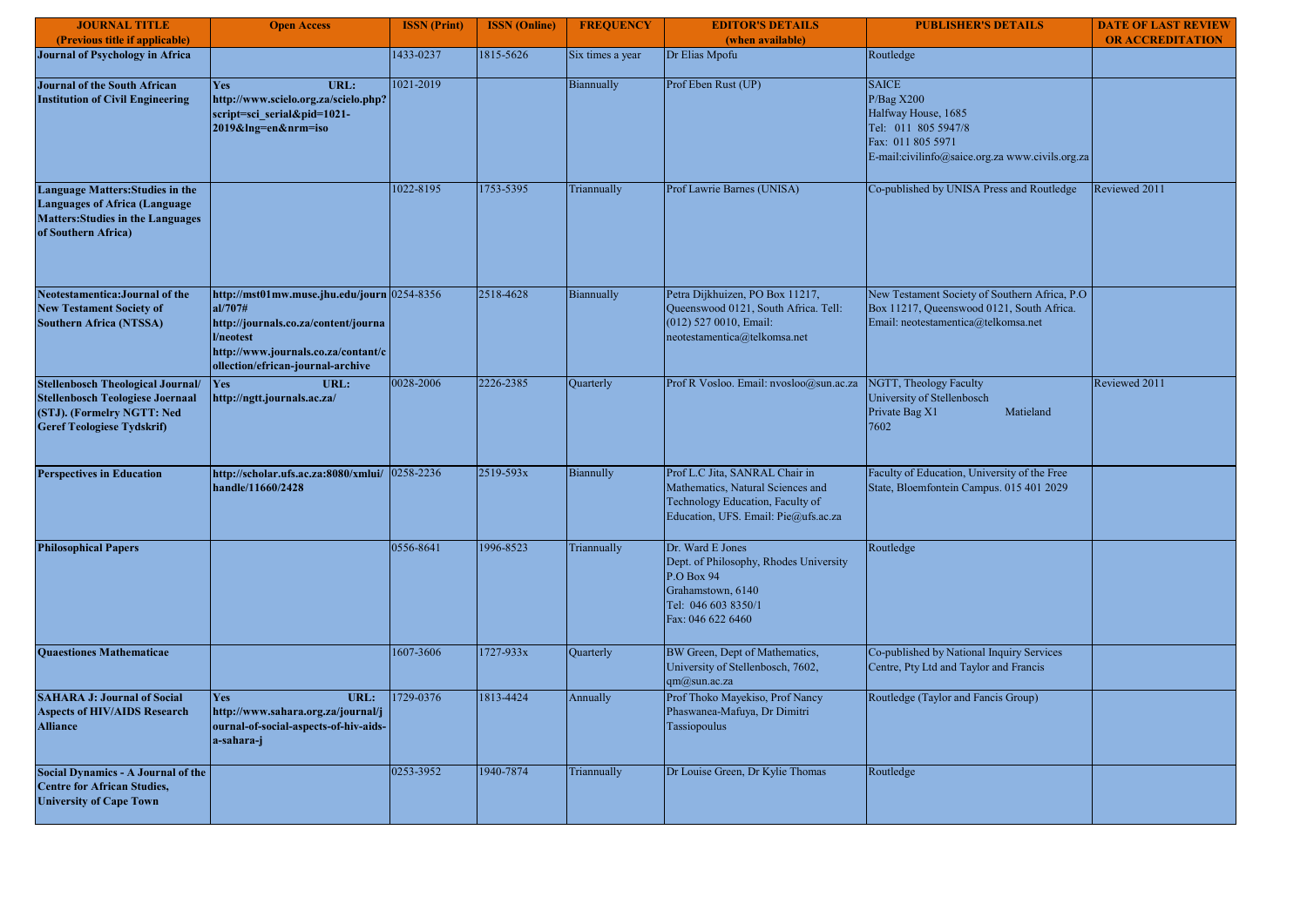| JOURNAL TITLE (Previous title if applicable) | Open Access | ISSN (Print) | ISSN (Online) | FREQUENCY | EDITOR'S DETAILS (when available) | PUBLISHER'S DETAILS | DATE OF LAST REVIEW OR ACCREDITATION |
|---|---|---|---|---|---|---|---|
| **Journal of Psychology in Africa** | | 1433-0237 | 1815-5626 | Six times a year | Dr Elias Mpofu | Routledge | |
| **Journal of the South African Institution of Civil Engineering** | **Yes URL: http://www.scielo.org.za/scielo.php?script=sci_serial&pid=1021-2019&lng=en&nrm=iso** | 1021-2019 | | Biannually | Prof Eben Rust (UP) | SAICE P/Bag X200 Halfway House, 1685 Tel: 011 805 5947/8 Fax: 011 805 5971 E-mail:civilinfo@saice.org.za www.civils.org.za | |
| **Language Matters:Studies in the Languages of Africa (Language Matters:Studies in the Languages of Southern Africa)** | | 1022-8195 | 1753-5395 | Triannually | Prof Lawrie Barnes (UNISA) | Co-published by UNISA Press and Routledge | Reviewed 2011 |
| **Neotestamentica:Journal of the New Testament Society of Southern Africa (NTSSA)** | **http://mst01mw.muse.jhu.edu/journal/707# http://journals.co.za/content/journal/neotest http://www.journals.co.za/contant/collection/efrican-journal-archive** | 0254-8356 | 2518-4628 | Biannually | Petra Dijkhuizen, PO Box 11217, Queenswood 0121, South Africa. Tell: (012) 527 0010, Email: neotestamentica@telkomsa.net | New Testament Society of Southern Africa, P.O Box 11217, Queenswood 0121, South Africa. Email: neotestamentica@telkomsa.net | |
| **Stellenbosch Theological Journal/ Stellenbosch Teologiese Joernaal (STJ). (Formelry NGTT: Ned Geref Teologiese Tydskrif)** | **Yes URL: http://ngtt.journals.ac.za/** | 0028-2006 | 2226-2385 | Quarterly | Prof R Vosloo. Email: nvosloo@sun.ac.za | NGTT, Theology Faculty University of Stellenbosch Private Bag X1 Matieland 7602 | Reviewed 2011 |
| **Perspectives in Education** | **http://scholar.ufs.ac.za:8080/xmlui/handle/11660/2428** | 0258-2236 | 2519-593x | Biannully | Prof L.C Jita, SANRAL Chair in Mathematics, Natural Sciences and Technology Education, Faculty of Education, UFS. Email: Pie@ufs.ac.za | Faculty of Education, University of the Free State, Bloemfontein Campus. 015 401 2029 | |
| **Philosophical Papers** | | 0556-8641 | 1996-8523 | Triannually | Dr. Ward E Jones Dept. of Philosophy, Rhodes University P.O Box 94 Grahamstown, 6140 Tel: 046 603 8350/1 Fax: 046 622 6460 | Routledge | |
| **Quaestiones Mathematicae** | | 1607-3606 | 1727-933x | Quarterly | BW Green, Dept of Mathematics, University of Stellenbosch, 7602, qm@sun.ac.za | Co-published by National Inquiry Services Centre, Pty Ltd and Taylor and Francis | |
| **SAHARA J: Journal of Social Aspects of HIV/AIDS Research Alliance** | **Yes URL: http://www.sahara.org.za/journal/journal-of-social-aspects-of-hiv-aids-a-sahara-j** | 1729-0376 | 1813-4424 | Annually | Prof Thoko Mayekiso, Prof Nancy Phaswanea-Mafuya, Dr Dimitri Tassiopoulus | Routledge (Taylor and Fancis Group) | |
| **Social Dynamics - A Journal of the Centre for African Studies, University of Cape Town** | | 0253-3952 | 1940-7874 | Triannually | Dr Louise Green, Dr Kylie Thomas | Routledge | |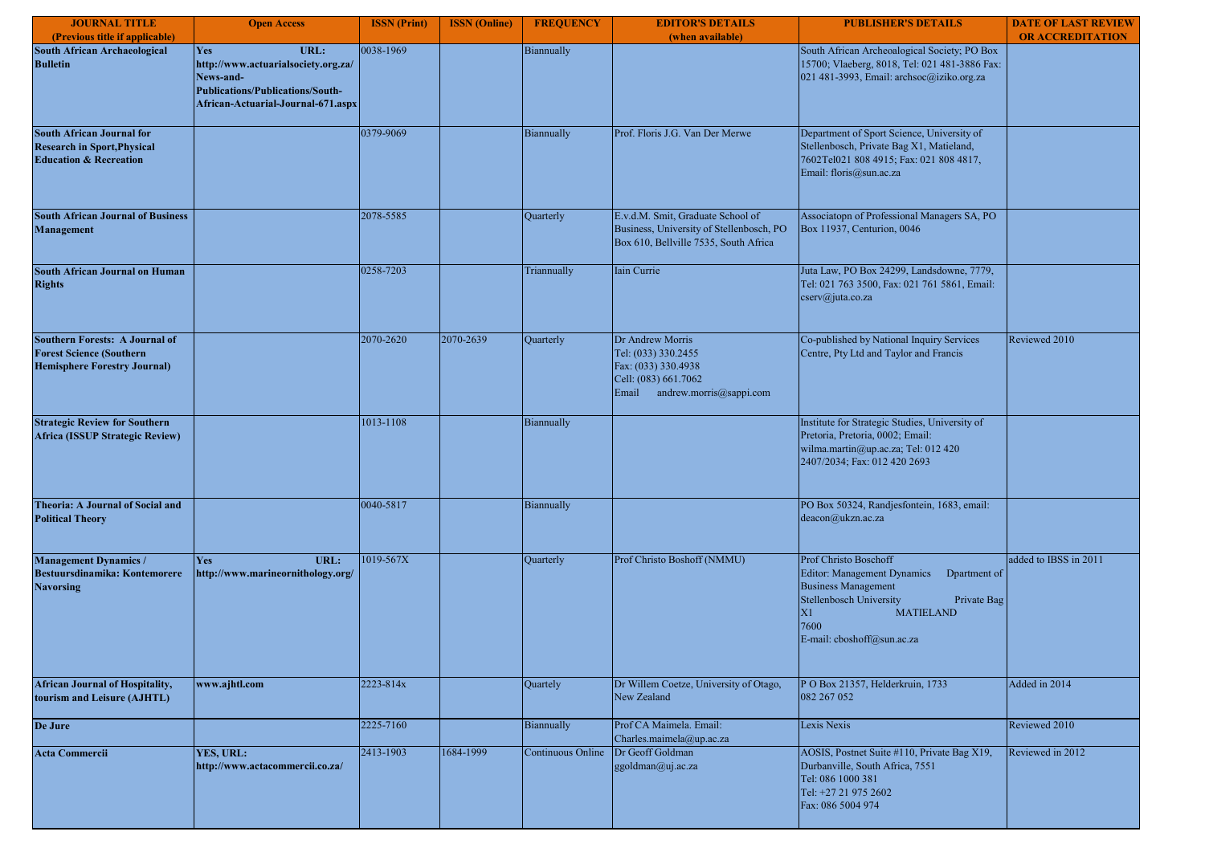| JOURNAL TITLE (Previous title if applicable) | Open Access | ISSN (Print) | ISSN (Online) | FREQUENCY | EDITOR'S DETAILS (when available) | PUBLISHER'S DETAILS | DATE OF LAST REVIEW OR ACCREDITATION |
|---|---|---|---|---|---|---|---|
| **South African Archaeological Bulletin** | **Yes URL: http://www.actuarialsociety.org.za/News-and-Publications/Publications/South-African-Actuarial-Journal-671.aspx** | 0038-1969 | | Biannually | | South African Archeoalogical Society; PO Box 15700; Vlaeberg, 8018, Tel: 021 481-3886 Fax: 021 481-3993, Email: archsoc@iziko.org.za | |
| **South African Journal for Research in Sport,Physical Education & Recreation** | | 0379-9069 | | Biannually | Prof. Floris J.G. Van Der Merwe | Department of Sport Science, University of Stellenbosch, Private Bag X1, Matieland, 7602Tel021 808 4915; Fax: 021 808 4817, Email: floris@sun.ac.za | |
| **South African Journal of Business Management** | | 2078-5585 | | Quarterly | E.v.d.M. Smit, Graduate School of Business, University of Stellenbosch, PO Box 610, Bellville 7535, South Africa | Associatopn of Professional Managers SA, PO Box 11937, Centurion, 0046 | |
| **South African Journal on Human Rights** | | 0258-7203 | | Triannually | Iain Currie | Juta Law, PO Box 24299, Landsdowne, 7779, Tel: 021 763 3500, Fax: 021 761 5861, Email: cserv@juta.co.za | |
| **Southern Forests: A Journal of Forest Science (Southern Hemisphere Forestry Journal)** | | 2070-2620 | 2070-2639 | Quarterly | Dr Andrew Morris Tel: (033) 330.2455 Fax: (033) 330.4938 Cell: (083) 661.7062 Email andrew.morris@sappi.com | Co-published by National Inquiry Services Centre, Pty Ltd and Taylor and Francis | Reviewed 2010 |
| **Strategic Review for Southern Africa (ISSUP Strategic Review)** | | 1013-1108 | | Biannually | | Institute for Strategic Studies, University of Pretoria, Pretoria, 0002; Email: wilma.martin@up.ac.za; Tel: 012 420 2407/2034; Fax: 012 420 2693 | |
| **Theoria: A Journal of Social and Political Theory** | | 0040-5817 | | Biannually | | PO Box 50324, Randjesfontein, 1683, email: deacon@ukzn.ac.za | |
| **Management Dynamics / Bestuursdinamika: Kontemorere Navorsing** | **Yes URL: http://www.marineornithology.org/** | 1019-567X | | Quarterly | Prof Christo Boshoff (NMMU) | Prof Christo Boschoff Editor: Management Dynamics Dpartment of Business Management Stellenbosch University Private Bag X1 MATIELAND 7600 E-mail: cboshoff@sun.ac.za | added to IBSS in 2011 |
| **African Journal of Hospitality, tourism and Leisure (AJHTL)** | **www.ajhtl.com** | 2223-814x | | Quartely | Dr Willem Coetze, University of Otago, New Zealand | P O Box 21357, Helderkruin, 1733 082 267 052 | Added in 2014 |
| **De Jure** | | 2225-7160 | | Biannually | Prof CA Maimela. Email: Charles.maimela@up.ac.za | Lexis Nexis | Reviewed 2010 |
| **Acta Commercii** | **YES, URL: http://www.actacommercii.co.za/** | 2413-1903 | 1684-1999 | Continuous Online | Dr Geoff Goldman ggoldman@uj.ac.za | AOSIS, Postnet Suite #110, Private Bag X19, Durbanville, South Africa, 7551 Tel: 086 1000 381 Tel: +27 21 975 2602 Fax: 086 5004 974 | Reviewed in 2012 |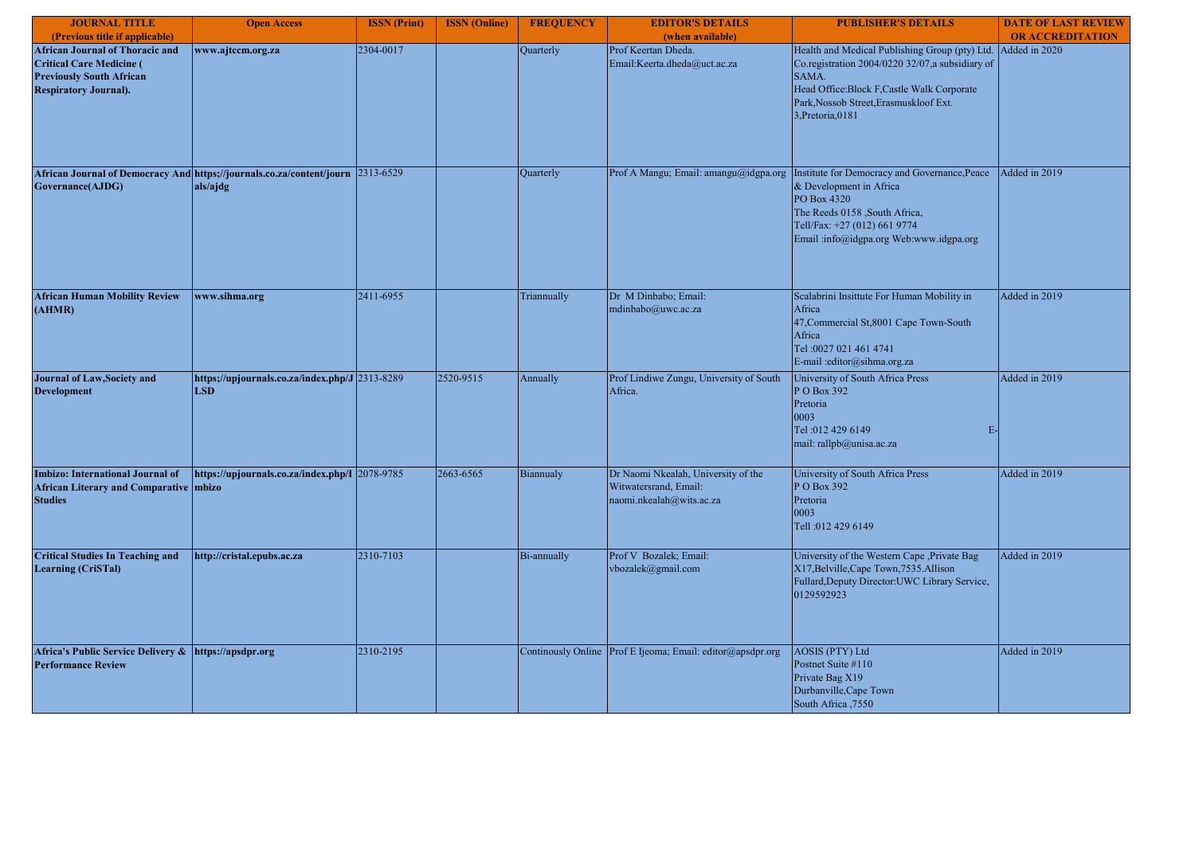| JOURNAL TITLE (Previous title if applicable) | Open Access | ISSN (Print) | ISSN (Online) | FREQUENCY | EDITOR'S DETAILS (when available) | PUBLISHER'S DETAILS | DATE OF LAST REVIEW OR ACCREDITATION |
|---|---|---|---|---|---|---|---|
| **African Journal of Thoracic and Critical Care Medicine ( Previously South African Respiratory Journal).** | **www.ajtccm.org.za** | 2304-0017 | | Quarterly | Prof Keertan Dheda. Email:Keerta.dheda@uct.ac.za | Health and Medical Publishing Group (pty) Ltd. Co.registration 2004/0220 32/07,a subsidiary of SAMA. Head Office:Block F,Castle Walk Corporate Park,Nossob Street,Erasmuskloof Ext. 3,Pretoria,0181 | Added in 2020 |
| **African Journal of Democracy And Governance(AJDG)** | **https;//journals.co.za/content/journals/ajdg** | 2313-6529 | | Quarterly | Prof A Mangu; Email: amangu@idgpa.org | Institute for Democracy and Governance,Peace & Development in Africa PO Box 4320 The Reeds 0158 ,South Africa, Tell/Fax: +27 (012) 661 9774 Email :info@idgpa.org Web:www.idgpa.org | Added in 2019 |
| **African Human Mobility Review (AHMR)** | **www.sihma.org** | 2411-6955 | | Triannually | Dr M Dinbabo; Email: mdinbabo@uwc.ac.za | Scalabrini Insittute For Human Mobility in Africa 47,Commercial St,8001 Cape Town-South Africa Tel :0027 021 461 4741 E-mail :editor@sihma.org.za | Added in 2019 |
| **Journal of Law,Society and Development** | **https;//upjournals.co.za/index.php/JLSD** | 2313-8289 | 2520-9515 | Annually | Prof Lindiwe Zungu, University of South Africa. | University of South Africa Press P O Box 392 Pretoria 0003 Tel :012 429 6149 E-mail: rallpb@unisa.ac.za | Added in 2019 |
| **Imbizo: International Journal of African Literary and Comparative Studies** | **https://upjournals.co.za/index.php/Imbizo** | 2078-9785 | 2663-6565 | Biannualy | Dr Naomi Nkealah, University of the Witwatersrand, Email: naomi.nkealah@wits.ac.za | University of South Africa Press P O Box 392 Pretoria 0003 Tell :012 429 6149 | Added in 2019 |
| **Critical Studies In Teaching and Learning (CriSTal)** | **http://cristal.epubs.ac.za** | 2310-7103 | | Bi-annually | Prof V Bozalek; Email: vbozalek@gmail.com | University of the Western Cape ,Private Bag X17,Belville,Cape Town,7535.Allison Fullard,Deputy Director:UWC Library Service, 0129592923 | Added in 2019 |
| **Africa's Public Service Delivery & Performance Review** | **https://apsdpr.org** | 2310-2195 | | Continously Online | Prof E Ijeoma; Email: editor@apsdpr.org | AOSIS (PTY) Ltd Postnet Suite #110 Private Bag X19 Durbanville,Cape Town South Africa ,7550 | Added in 2019 |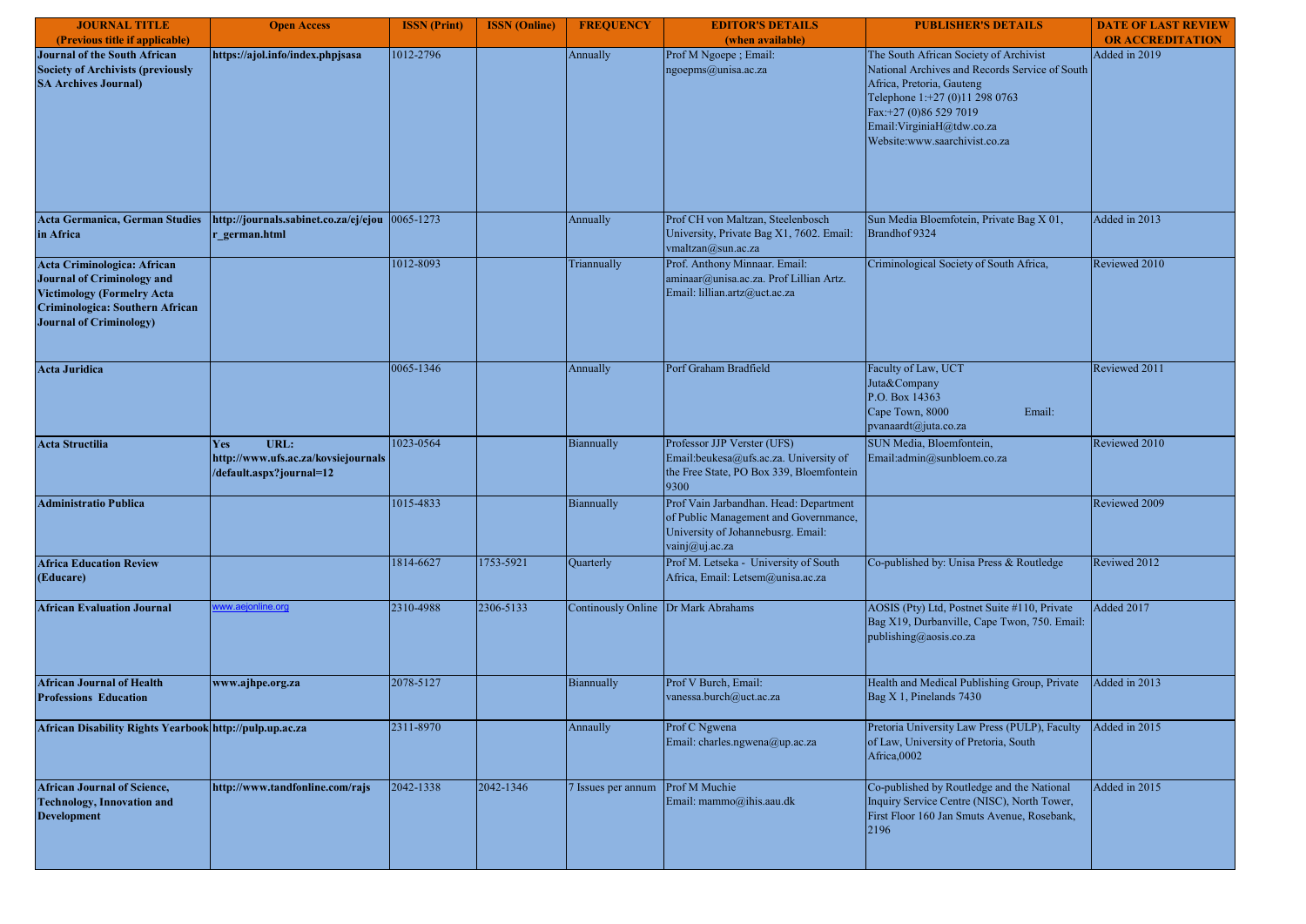| JOURNAL TITLE (Previous title if applicable) | Open Access | ISSN (Print) | ISSN (Online) | FREQUENCY | EDITOR'S DETAILS (when available) | PUBLISHER'S DETAILS | DATE OF LAST REVIEW OR ACCREDITATION |
|---|---|---|---|---|---|---|---|
| **Journal of the South African Society of Archivists (previously SA Archives Journal)** | **https://ajol.info/index.phpjsasa** | 1012-2796 | | Annually | Prof M Ngoepe ; Email: ngoepms@unisa.ac.za | The South African Society of Archivist National Archives and Records Service of South Africa, Pretoria, Gauteng Telephone 1:+27 (0)11 298 0763 Fax:+27 (0)86 529 7019 Email:VirginiaH@tdw.co.za Website:www.saarchivist.co.za | Added in 2019 |
| **Acta Germanica, German Studies in Africa** | **http://journals.sabinet.co.za/ej/ejour_german.html** | 0065-1273 | | Annually | Prof CH von Maltzan, Steelenbosch University, Private Bag X1, 7602. Email: vmaltzan@sun.ac.za | Sun Media Bloemfotein, Private Bag X 01, Brandhof 9324 | Added in 2013 |
| **Acta Criminologica: African Journal of Criminology and Victimology (Formelry Acta Criminologica: Southern African Journal of Criminology)** | | 1012-8093 | | Triannually | Prof. Anthony Minnaar. Email: aminaar@unisa.ac.za. Prof Lillian Artz. Email: lillian.artz@uct.ac.za | Criminological Society of South Africa, | Reviewed 2010 |
| **Acta Juridica** | | 0065-1346 | | Annually | Porf Graham Bradfield | Faculty of Law, UCT Juta&Company P.O. Box 14363 Cape Town, 8000 Email: pvanaardt@juta.co.za | Reviewed 2011 |
| **Acta Structilia** | **Yes URL: http://www.ufs.ac.za/kovsiejournals/default.aspx?journal=12** | 1023-0564 | | Biannually | Professor JJP Verster (UFS) Email:beukesa@ufs.ac.za. University of the Free State, PO Box 339, Bloemfontein 9300 | SUN Media, Bloemfontein, Email:admin@sunbloem.co.za | Reviewed 2010 |
| **Administratio Publica** | | 1015-4833 | | Biannually | Prof Vain Jarbandhan. Head: Department of Public Management and Governmance, University of Johannebusrg. Email: vainj@uj.ac.za | | Reviewed 2009 |
| **Africa Education Review (Educare)** | | 1814-6627 | 1753-5921 | Quarterly | Prof M. Letseka - University of South Africa, Email: Letsem@unisa.ac.za | Co-published by: Unisa Press & Routledge | Reviwed 2012 |
| **African Evaluation Journal** | www.aejonline.org | 2310-4988 | 2306-5133 | Continously Online | Dr Mark Abrahams | AOSIS (Pty) Ltd, Postnet Suite #110, Private Bag X19, Durbanville, Cape Twon, 750. Email: publishing@aosis.co.za | Added 2017 |
| **African Journal of Health Professions Education** | **www.ajhpe.org.za** | 2078-5127 | | Biannually | Prof V Burch, Email: vanessa.burch@uct.ac.za | Health and Medical Publishing Group, Private Bag X 1, Pinelands 7430 | Added in 2013 |
| **African Disability Rights Yearbook** | **http://pulp.up.ac.za** | 2311-8970 | | Annaully | Prof C Ngwena Email: charles.ngwena@up.ac.za | Pretoria University Law Press (PULP), Faculty of Law, University of Pretoria, South Africa,0002 | Added in 2015 |
| **African Journal of Science, Technology, Innovation and Development** | **http://www.tandfonline.com/rajs** | 2042-1338 | 2042-1346 | 7 Issues per annum | Prof M Muchie Email: mammo@ihis.aau.dk | Co-published by Routledge and the National Inquiry Service Centre (NISC), North Tower, First Floor 160 Jan Smuts Avenue, Rosebank, 2196 | Added in 2015 |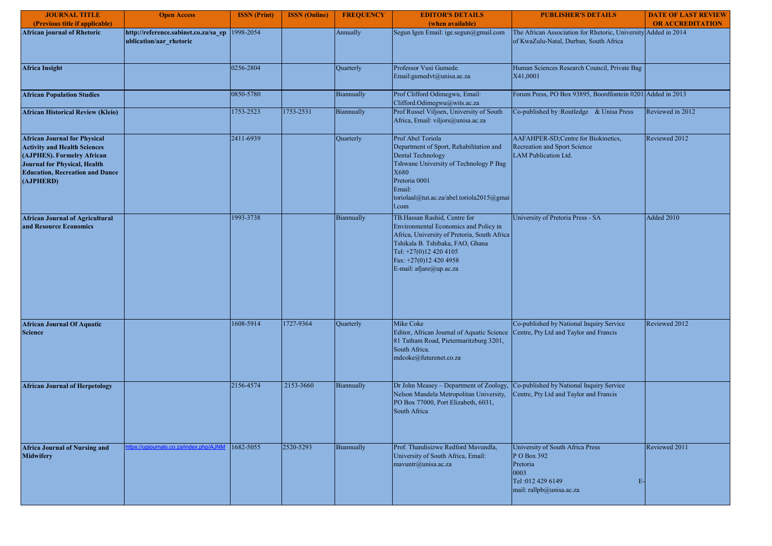| JOURNAL TITLE (Previous title if applicable) | Open Access | ISSN (Print) | ISSN (Online) | FREQUENCY | EDITOR'S DETAILS (when available) | PUBLISHER'S DETAILS | DATE OF LAST REVIEW OR ACCREDITATION |
|---|---|---|---|---|---|---|---|
| **African journal of Rhetoric** | **http://reference.sabinet.co.za/sa_epublication/aar_rhetoric** | 1998-2054 | | Annually | Segun Igen Email: ige.segun@gmail.com | The African Association for Rhetoric, University of KwaZulu-Natal, Durban, South Africa | Added in 2014 |
| **Africa Insight** | | 0256-2804 | | Quarterly | Professor Vusi Gumede. Email:gumedvt@unisa.ac.za | Human Sciences Research Council, Private Bag X41,0001 | |
| **African Population Studies** | | 0850-5780 | | Biannually | Prof Clifford Odimegwu, Email: Clifford.Odimegwu@wits.ac.za | Forum Press, PO Box 93895, Boordfontein 0201 | Added in 2013 |
| **African Historical Review (Kleio)** | | 1753-2523 | 1753-2531 | Biannually | Prof Russel Viljoen, University of South Africa, Email: viljors@unisa.ac.za | Co-published by :Routledge & Unisa Press | Reviewed in 2012 |
| **African Journal for Physical Activity and Health Sciences (AJPHES). Formelry African Journal for Physical, Health Education, Recreation and Dance (AJPHERD)** | | 2411-6939 | | Quarterly | Prof Abel Toriola Department of Sport, Rehabilitation and Dental Technology Tshwane University of Technology P Bag X680 Pretoria 0001 Email: toriolaal@tut.ac.za/abel.toriola2015@gmail.com | AAFAHPER-SD;Centre for Biokinetics, Recreation and Sport Science LAM Publication Ltd. | Reviewed 2012 |
| **African Journal of Agricultural and Resource Economics** | | 1993-3738 | | Biannually | TB.Hassan Rashid, Centre for Environmental Economics and Policy in Africa, University of Pretoria, South Africa Tshikala B. Tshibaka, FAO, Ghana Tel: +27(0)12 420 4105 Fax: +27(0)12 420 4958 E-mail: afjare@up.ac.za | University of Pretoria Press - SA | Added 2010 |
| **African Journal Of Aquatic Science** | | 1608-5914 | 1727-9364 | Quarterly | Mike Coke Editor, African Journal of Aquatic Science 81 Tatham Road, Pietermaritzburg 3201, South Africa. mdcoke@futurenet.co.za | Co-published by National Inquiry Service Centre, Pty Ltd and Taylor and Francis | Reviewed 2012 |
| **African Journal of Herpetology** | | 2156-4574 | 2153-3660 | Biannually | Dr John Measey – Department of Zoology, Nelson Mandela Metropolitan University, PO Box 77000, Port Elizabeth, 6031, South Africa | Co-published by National Inquiry Service Centre, Pty Ltd and Taylor and Francis | |
| **Africa Journal of Nursing and Midwifery** | https://upjournals.co.za/index.php/AJNM | 1682-5055 | 2520-5293 | Biannually | Prof. Thandisizwe Redford Mavundla, University of South Africa, Email: mavuntr@unisa.ac.za | University of South Africa Press P O Box 392 Pretoria 0003 Tel :012 429 6149 E-mail: rallpb@unisa.ac.za | Reviewed 2011 |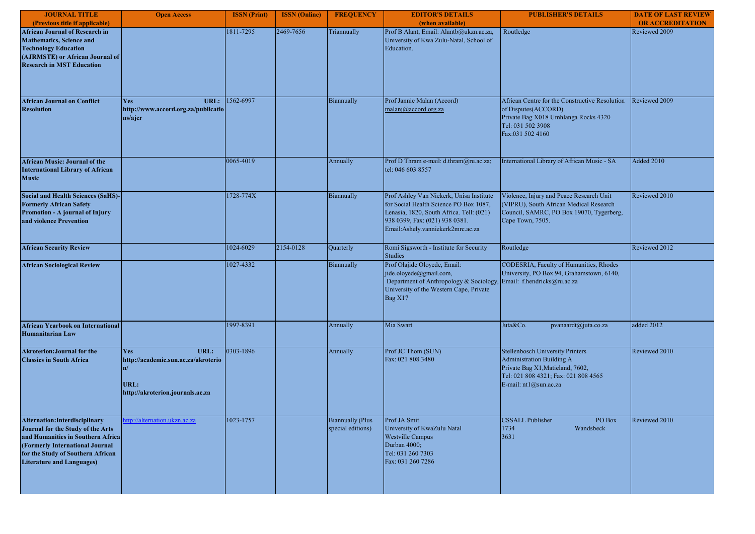| JOURNAL TITLE (Previous title if applicable) | Open Access | ISSN (Print) | ISSN (Online) | FREQUENCY | EDITOR'S DETAILS (when available) | PUBLISHER'S DETAILS | DATE OF LAST REVIEW OR ACCREDITATION |
|---|---|---|---|---|---|---|---|
| **African Journal of Research in Mathematics, Science and Technology Education (AJRMSTE) or African Journal of Research in MST Education** | | 1811-7295 | 2469-7656 | Triannually | Prof B Alant, Email: Alantb@ukzn.ac.za, University of Kwa Zulu-Natal, School of Education. | Routledge | Reviewed 2009 |
| **African Journal on Conflict Resolution** | **Yes URL: http://www.accord.org.za/publications/ajcr** | 1562-6997 | | Biannually | Prof Jannie Malan (Accord) malanj@accord.org.za | African Centre for the Constructive Resolution of Disputes(ACCORD) Private Bag X018 Umhlanga Rocks 4320 Tel: 031 502 3908 Fax:031 502 4160 | Reviewed 2009 |
| **African Music: Journal of the International Library of African Music** | | 0065-4019 | | Annually | Prof D Thram e-mail: d.thram@ru.ac.za; tel: 046 603 8557 | International Library of African Music - SA | Added 2010 |
| **Social and Health Sciences (SaHS)- Formerly African Safety Promotion - A journal of Injury and violence Prevention** | | 1728-774X | | Biannually | Prof Ashley Van Niekerk, Unisa Institute for Social Health Science PO Box 1087, Lenasia, 1820, South Africa. Tell: (021) 938 0399, Fax: (021) 938 0381. Email:Ashely.vanniekerk2mrc.ac.za | Violence, Injury and Peace Research Unit (VIPRU), South African Medical Research Council, SAMRC, PO Box 19070, Tygerberg, Cape Town, 7505. | Reviewed 2010 |
| **African Security Review** | | 1024-6029 | 2154-0128 | Quarterly | Romi Sigsworth - Institute for Security Studies | Routledge | Reviewed 2012 |
| **African Sociological Review** | | 1027-4332 | | Biannually | Prof Olajide Oloyede, Email: jide.oloyede@gmail.com, Department of Anthropology & Sociology, University of the Western Cape, Private Bag X17 | CODESRIA, Faculty of Humanities, Rhodes University, PO Box 94, Grahamstown, 6140, Email: f.hendricks@ru.ac.za | |
| **African Yearbook on International Humanitarian Law** | | 1997-8391 | | Annually | Mia Swart | Juta&Co. pvanaardt@juta.co.za | added 2012 |
| **Akroterion:Journal for the Classics in South Africa** | **Yes URL: http://academic.sun.ac.za/akroterion/ URL: http://akroterion.journals.ac.za** | 0303-1896 | | Annually | Prof JC Thom (SUN) Fax: 021 808 3480 | Stellenbosch University Printers Administration Building A Private Bag X1,Matieland, 7602, Tel: 021 808 4321; Fax: 021 808 4565 E-mail: nt1@sun.ac.za | Reviewed 2010 |
| **Alternation:Interdisciplinary Journal for the Study of the Arts and Humanities in Southern Africa (Formerly International Journal for the Study of Southern African Literature and Languages)** | http://alternation.ukzn.ac.za | 1023-1757 | | Biannually (Plus special editions) | Prof JA Smit University of KwaZulu Natal Westville Campus Durban 4000; Tel: 031 260 7303 Fax: 031 260 7286 | CSSALL Publisher PO Box 1734 Wandsbeck 3631 | Reviewed 2010 |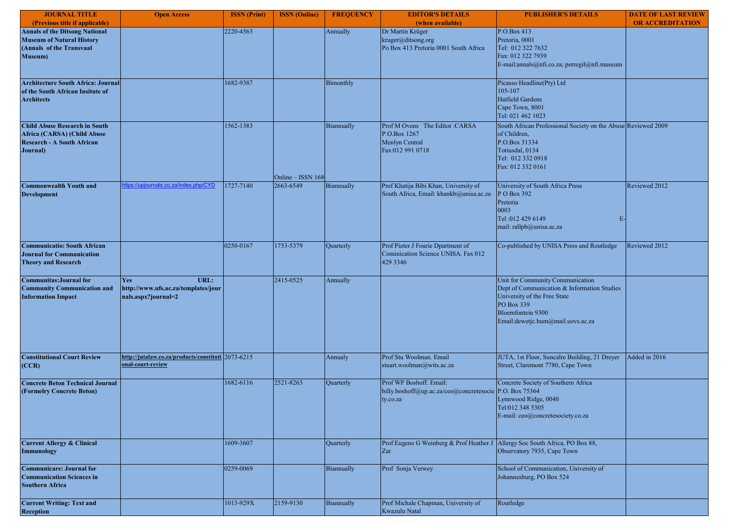| JOURNAL TITLE (Previous title if applicable) | Open Access | ISSN (Print) | ISSN (Online) | FREQUENCY | EDITOR'S DETAILS (when available) | PUBLISHER'S DETAILS | DATE OF LAST REVIEW OR ACCREDITATION |
|---|---|---|---|---|---|---|---|
| **Annals of the Ditsong National Museum of Natural History (Annals of the Transvaal Museum)** | | 2220-4563 | | Annually | Dr Martin Krüger kruger@ditsong.org Po Box 413 Pretoria 0001 South Africa | P.O.Box 413 Pretoria, 0001 Tel: 012 322 7632 Fax: 012 322 7939 E-mail:annals@nfi.co.za; perregil@nfi.museum | |
| **Architecture South Africa: Journal of the South African Insitute of Architects** | | 1682-9387 | | Bimonthly | | Picasso Headline(Pty) Ltd 105-107 Hatfield Gardens Cape Town, 8001 Tel: 021 462 1023 | |
| **Child Abuse Research in South Africa (CARSA) (Child Abuse Research - A South African Journal)** | | 1562-1383 | Online – ISSN 168 | Biannually | Prof M Ovens The Editor :CARSA P.O.Box 1267 Menlyn Central Fax:012 991 0718 | South African Professional Society on the Abuse of Children, P.O.Box 31334 Totiusdal, 0134 Tel: 012 332 0918 Fax: 012 332 0161 | Reviewed 2009 |
| **Commonwealth Youth and Development** | https://upjournals.co.za/index.php/CYD | 1727-7140 | 2663-6549 | Biannually | Prof Khatija Bibi Khan, University of South Africa, Email: khankb@unisa.ac.za | University of South Africa Press P O Box 392 Pretoria 0003 Tel :012 429 6149 E-mail: rallpb@unisa.ac.za | Reviewed 2012 |
| **Communicatio: South African Journal for Communication Theory and Research** | | 0250-0167 | 1753-5379 | Quarterly | Prof Pieter J Fourie Dpartment of Cominication Science UNISA. Fax 012 429 3346 | Co-published by UNISA Press and Routledge | Reviewed 2012 |
| **Communitas:Journal for Community Communication and Information Impact** | **Yes URL: http://www.ufs.ac.za/templates/journals.aspx?journal=2** | | 2415-0525 | Annually | | Unit for Community Communication Dept of Communication & Information Studies University of the Free State PO Box 339 Bloemfontein 9300 Email:dewetjc.hum@mail.uovs.ac.za | |
| **Constitutional Court Review (CCR)** | **http://jutalaw.co.za/products/constitutional-court-review** | 2073-6215 | | Annualy | Prof Stu Woolman. Email stuart.woolman@wits.ac.za | JUTA, 1st Floor, Suncalre Building, 21 Dreyer Street, Claremont 7780, Cape Town | Added in 2016 |
| **Concrete Beton Technical Journal (Formelry Concrete Beton)** | | 1682-6116 | 2521-8263 | Quarterly | Prof WP Boshoff. Email: billy.boshoff@up.ac.za/ceo@concretesociety.co.za | Concrete Society of Southern Africa P.O. Box 75364 Lynnwood Ridge, 0040 Tel:012 348 5305 E-mail: ceo@concretesociety.co.za | |
| **Current Allergy & Clinical Immunology** | | 1609-3607 | | Quarterly | Prof Eugene G Weinberg & Prof Heather J Zar | Allergy Soc South Africa, PO Box 88, Observatory 7935, Cape Town | |
| **Communicare: Journal for Communication Sciences in Southern Africa** | | 0259-0069 | | Biannually | Prof Sonja Verwey | School of Communication, University of Johannesburg, PO Box 524 | |
| **Current Writing: Text and Reception** | | 1013-929X | 2159-9130 | Biannually | Prof Michale Chapman, University of Kwazulu Natal | Routledge | |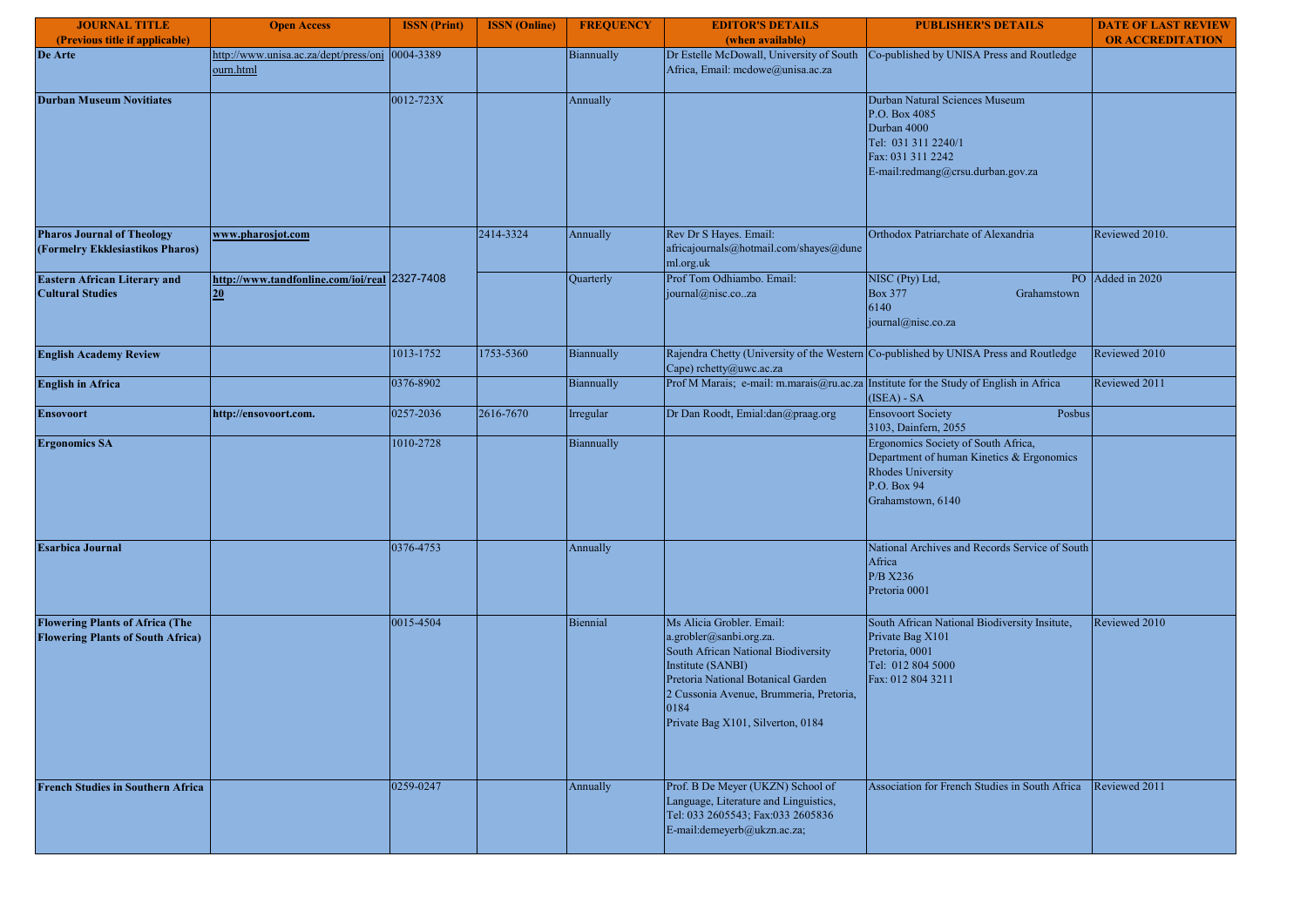| JOURNAL TITLE (Previous title if applicable) | Open Access | ISSN (Print) | ISSN (Online) | FREQUENCY | EDITOR'S DETAILS (when available) | PUBLISHER'S DETAILS | DATE OF LAST REVIEW OR ACCREDITATION |
|---|---|---|---|---|---|---|---|
| **De Arte** | http://www.unisa.ac.za/dept/press/onjourn.html | 0004-3389 | | Biannually | Dr Estelle McDowall, University of South Africa, Email: mcdowe@unisa.ac.za | Co-published by UNISA Press and Routledge | |
| **Durban Museum Novitiates** | | 0012-723X | | Annually | | Durban Natural Sciences Museum<br>P.O. Box 4085<br>Durban 4000<br>Tel: 031 311 2240/1<br>Fax: 031 311 2242<br>E-mail:redmang@crsu.durban.gov.za | |
| **Pharos Journal of Theology (Formelry Ekklesiastikos Pharos)** | **www.pharosjot.com** | | 2414-3324 | Annually | Rev Dr S Hayes. Email: africajournals@hotmail.com/shayes@dunenml.org.uk | Orthodox Patriarchate of Alexandria | Reviewed 2010. |
| **Eastern African Literary and Cultural Studies** | **http://www.tandfonline.com/ioi/real20** | 2327-7408 | | Quarterly | Prof Tom Odhiambo. Email: journal@nisc.co..za | NISC (Pty) Ltd, PO Box 377 Grahamstown 6140<br>journal@nisc.co.za | Added in 2020 |
| **English Academy Review** | | 1013-1752 | 1753-5360 | Biannually | Rajendra Chetty (University of the Western Cape) rchetty@uwc.ac.za | Co-published by UNISA Press and Routledge | Reviewed 2010 |
| **English in Africa** | | 0376-8902 | | Biannually | Prof M Marais; e-mail: m.marais@ru.ac.za | Institute for the Study of English in Africa (ISEA) - SA | Reviewed 2011 |
| **Ensovoort** | **http://ensovoort.com.** | 0257-2036 | 2616-7670 | Irregular | Dr Dan Roodt, Emial:dan@praag.org | Ensovoort Society Posbus 3103, Dainfern, 2055 | |
| **Ergonomics SA** | | 1010-2728 | | Biannually | | Ergonomics Society of South Africa, Department of human Kinetics & Ergonomics<br>Rhodes University<br>P.O. Box 94<br>Grahamstown, 6140 | |
| **Esarbica Journal** | | 0376-4753 | | Annually | | National Archives and Records Service of South Africa<br>P/B X236<br>Pretoria 0001 | |
| **Flowering Plants of Africa (The Flowering Plants of South Africa)** | | 0015-4504 | | Biennial | Ms Alicia Grobler. Email: a.grobler@sanbi.org.za.<br>South African National Biodiversity Institute (SANBI)<br>Pretoria National Botanical Garden<br>2 Cussonia Avenue, Brummeria, Pretoria, 0184<br>Private Bag X101, Silverton, 0184 | South African National Biodiversity Insitute, Private Bag X101<br>Pretoria, 0001<br>Tel: 012 804 5000<br>Fax: 012 804 3211 | Reviewed 2010 |
| **French Studies in Southern Africa** | | 0259-0247 | | Annually | Prof. B De Meyer (UKZN) School of Language, Literature and Linguistics,<br>Tel: 033 2605543; Fax:033 2605836<br>E-mail:demeyerb@ukzn.ac.za; | Association for French Studies in South Africa | Reviewed 2011 |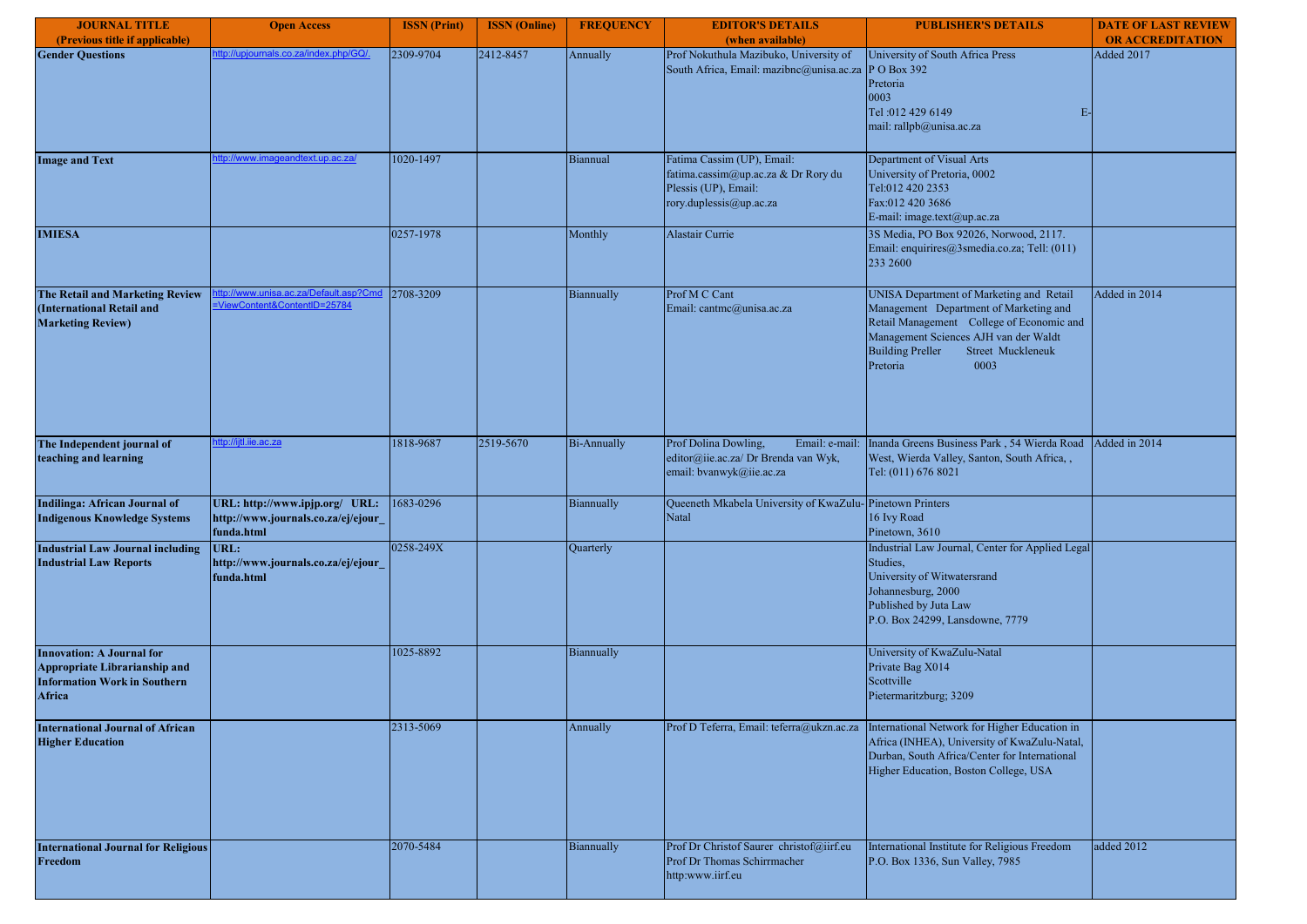| JOURNAL TITLE (Previous title if applicable) | Open Access | ISSN (Print) | ISSN (Online) | FREQUENCY | EDITOR'S DETAILS (when available) | PUBLISHER'S DETAILS | DATE OF LAST REVIEW OR ACCREDITATION |
|---|---|---|---|---|---|---|---|
| **Gender Questions** | http://upjournals.co.za/index.php/GQ/. | 2309-9704 | 2412-8457 | Annually | Prof Nokuthula Mazibuko, University of South Africa, Email: mazibnc@unisa.ac.za | University of South Africa Press P O Box 392 Pretoria 0003 Tel :012 429 6149 E-mail: rallpb@unisa.ac.za | Added 2017 |
| **Image and Text** | http://www.imageandtext.up.ac.za/ | 1020-1497 | | Biannual | Fatima Cassim (UP), Email: fatima.cassim@up.ac.za & Dr Rory du Plessis (UP), Email: rory.duplessis@up.ac.za | Department of Visual Arts University of Pretoria, 0002 Tel:012 420 2353 Fax:012 420 3686 E-mail: image.text@up.ac.za | |
| **IMIESA** | | 0257-1978 | | Monthly | Alastair Currie | 3S Media, PO Box 92026, Norwood, 2117. Email: enquirires@3smedia.co.za; Tell: (011) 233 2600 | |
| **The Retail and Marketing Review (International Retail and Marketing Review)** | http://www.unisa.ac.za/Default.asp?Cmd=ViewContent&ContentID=25784 | 2708-3209 | | Biannually | Prof M C Cant Email: cantmc@unisa.ac.za | UNISA Department of Marketing and Retail Management Department of Marketing and Retail Management College of Economic and Management Sciences AJH van der Waldt Building Preller Street Muckleneuk Pretoria 0003 | Added in 2014 |
| **The Independent journal of teaching and learning** | http://ijtl.iie.ac.za | 1818-9687 | 2519-5670 | Bi-Annually | Prof Dolina Dowling, Email: e-mail: editor@iie.ac.za/ Dr Brenda van Wyk, email: bvanwyk@iie.ac.za | Inanda Greens Business Park , 54 Wierda Road West, Wierda Valley, Santon, South Africa, , Tel: (011) 676 8021 | Added in 2014 |
| **Indilinga: African Journal of Indigenous Knowledge Systems** | **URL: http://www.ipjp.org/ URL: http://www.journals.co.za/ej/ejour_funda.html** | 1683-0296 | | Biannually | Queeneth Mkabela University of KwaZulu-Natal | Pinetown Printers 16 Ivy Road Pinetown, 3610 | |
| **Industrial Law Journal including Industrial Law Reports** | **URL: http://www.journals.co.za/ej/ejour_funda.html** | 0258-249X | | Quarterly | | Industrial Law Journal, Center for Applied Legal Studies, University of Witwatersrand Johannesburg, 2000 Published by Juta Law P.O. Box 24299, Lansdowne, 7779 | |
| **Innovation: A Journal for Appropriate Librarianship and Information Work in Southern Africa** | | 1025-8892 | | Biannually | | University of KwaZulu-Natal Private Bag X014 Scottville Pietermaritzburg; 3209 | |
| **International Journal of African Higher Education** | | 2313-5069 | | Annually | Prof D Teferra, Email: teferra@ukzn.ac.za | International Network for Higher Education in Africa (INHEA), University of KwaZulu-Natal, Durban, South Africa/Center for International Higher Education, Boston College, USA | |
| **International Journal for Religious Freedom** | | 2070-5484 | | Biannually | Prof Dr Christof Saurer christof@iirf.eu Prof Dr Thomas Schirrmacher http:www.iirf.eu | International Institute for Religious Freedom P.O. Box 1336, Sun Valley, 7985 | added 2012 |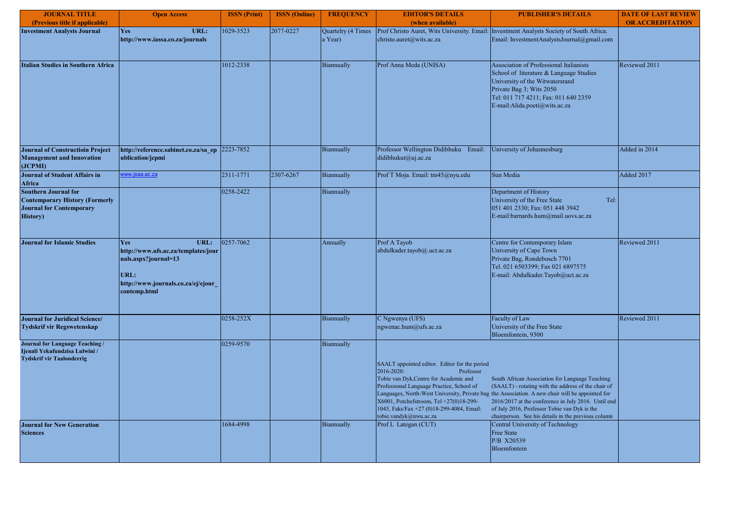| JOURNAL TITLE (Previous title if applicable) | Open Access | ISSN (Print) | ISSN (Online) | FREQUENCY | EDITOR'S DETAILS (when available) | PUBLISHER'S DETAILS | DATE OF LAST REVIEW OR ACCREDITATION |
|---|---|---|---|---|---|---|---|
| **Investment Analysts Journal** | **Yes URL: http://www.iassa.co.za/journals** | 1029-3523 | 2077-0227 | Quartelry (4 Times a Year) | Prof Christo Auret, Wits University. Email: christo.auret@wits.ac.za | Investment Analysts Society of South Africa. Email: InvestmentAnalystsJournal@gmail.com | |
| **Italian Studies in Southern Africa** | | 1012-2338 | | Biannually | Prof Anna Meda (UNISA) | Association of Professional Italianists School of literature & Language Studies University of the Witwatersrand Private Bag 3; Wits 2050 Tel: 011 717 4211; Fax: 011 640 2359 E-mail:Alida.poeti@wits.ac.za | Reviewed 2011 |
| **Journal of Constructioin Project Management and Innovation (JCPMI)** | **http://reference.sabinet.co.za/sa_epublication/jcpmi** | 2223-7852 | | Biannually | Professor Wellington Didibhuku Email: didibhukut@uj.ac.za | University of Johannesburg | Added in 2014 |
| **Journal of Student Affairs in Africa** | www.jsaa.ac.za | 2311-1771 | 2307-6267 | Biannually | Prof T Moja. Email: tm45@nyu.edu | Sun Media | Added 2017 |
| **Southern Journal for Contemporary History (Formerly Journal for Contemporary History)** | | 0258-2422 | | Biannually | | Department of History University of the Free State Tel: 051 401 2330; Fax: 051 448 3942 E-mail:barnards.hum@mail.uovs.ac.za | |
| **Journal for Islamic Studies** | **Yes URL: http://www.ufs.ac.za/templates/journals.aspx?journal=13** <br> **URL: http://www.journals.co.za/ej/ejour_contemp.html** | 0257-7062 | | Annually | Prof A Tayob abdulkader.tayob@.uct.ac.za | Centre for Contemporary Islam University of Cape Town Private Bag, Rondebosch 7701 Tel. 021 6503399; Fax 021 6897575 E-mail: Abdulkader.Tayob@uct.ac.za | Reviewed 2011 |
| **Journal for Juridical Science/ Tydskrif vir Regswetenskap** | | 0258-252X | | Biannually | C Ngwenya (UFS) ngwenac.hum@ufs.ac.za | Faculty of Law University of the Free State Bloemfontein, 9300 | Reviewed 2011 |
| **Journal for Language Teaching / Ijenali Yekufundzisa Lulwini / Tydskrif vir Taalonderrig** | | 0259-9570 | | Biannually | SAALT appointed editor. Editor for the period 2016-2020: Professor Tobie van Dyk,Centre for Academic and Professional Language Practice, School of Languages, North-West University, Private bag X6001, Potchefstroom, Tel +27(0)18-299-1045, Faks/Fax +27 (0)18-299-4084, Email: tobie.vandyk@nwu.ac.za | South African Association for Language Teaching (SAALT) - rotating with the address of the chair of the Association. A new chair will be appointed for 2016/2017 at the conference in July 2016. Until end of July 2016, Professor Tobie van Dyk is the chairperson. See his details in the previous column | |
| **Journal for New Generation Sciences** | | 1684-4998 | | Biannually | Prof L Lategan (CUT) | Central University of Technology Free State P/B X20539 Bloemfontein | |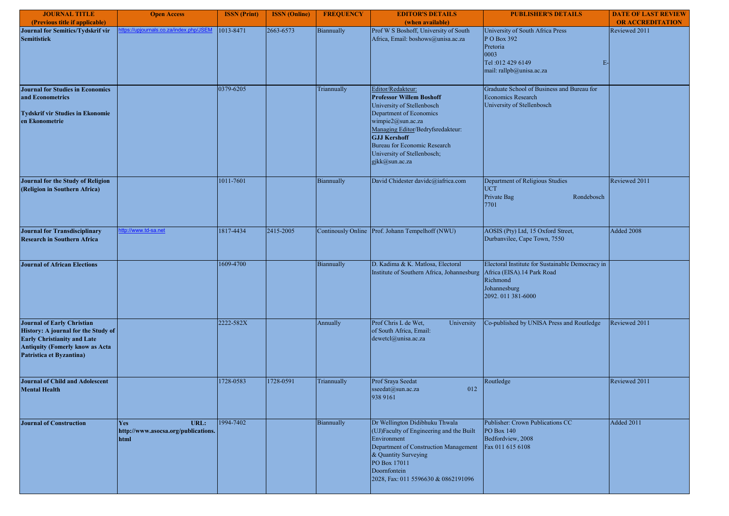| JOURNAL TITLE (Previous title if applicable) | Open Access | ISSN (Print) | ISSN (Online) | FREQUENCY | EDITOR'S DETAILS (when available) | PUBLISHER'S DETAILS | DATE OF LAST REVIEW OR ACCREDITATION |
|---|---|---|---|---|---|---|---|
| **Journal for Semitics/Tydskrif vir Semitistiek** | https://upjournals.co.za/index.php/JSEM | 1013-8471 | 2663-6573 | Biannually | Prof W S Boshoff, University of South Africa, Email: boshows@unisa.ac.za | University of South Africa Press P O Box 392 Pretoria 0003 Tel :012 429 6149 E-mail: rallpb@unisa.ac.za | Reviewed 2011 |
| **Journal for Studies in Economics and Econometrics** **Tydskrif vir Studies in Ekonomie en Ekonometrie** | | 0379-6205 | | Triannually | Editor/Redakteur: **Professor Willem Boshoff** University of Stellenbosch Department of Economics wimpie2@sun.ac.za Managing Editor/Bedryfsredakteur: **GJJ Kershoff** Bureau for Economic Research University of Stellenbosch; gjkk@sun.ac.za | Graduate School of Business and Bureau for Economics Research University of Stellenbosch | |
| **Journal for the Study of Religion (Religion in Southern Africa)** | | 1011-7601 | | Biannually | David Chidester davidc@iafrica.com | Department of Religious Studies UCT Private Bag Rondebosch 7701 | Reviewed 2011 |
| **Journal for Transdisciplinary Research in Southern Africa** | http://www.td-sa.net | 1817-4434 | 2415-2005 | Continously Online | Prof. Johann Tempelhoff (NWU) | AOSIS (Pty) Ltd, 15 Oxford Street, Durbanville, Cape Town, 7550 | Added 2008 |
| **Journal of African Elections** | | 1609-4700 | | Biannually | D. Kadima & K. Matlosa, Electoral Institute of Southern Africa, Johannesburg | Electoral Institute for Sustainable Democracy in Africa (EISA).14 Park Road Richmond Johannesburg 2092. 011 381-6000 | |
| **Journal of Early Christian History: A journal for the Study of Early Christianity and Late Antiquity (Fomerly know as Acta Patristica et Byzantina)** | | 2222-582X | | Annually | Prof Chris L de Wet, University of South Africa, Email: dewetcl@unisa.ac.za | Co-published by UNISA Press and Routledge | Reviewed 2011 |
| **Journal of Child and Adolescent Mental Health** | | 1728-0583 | 1728-0591 | Triannually | Prof Sraya Seedat sseedat@sun.ac.za 012 938 9161 | Routledge | Reviewed 2011 |
| **Journal of Construction** | **Yes URL: http://www.asocsa.org/publications.html** | 1994-7402 | | Biannually | Dr Wellington Didibhuku Thwala (UJ)Faculty of Engineering and the Built Environment Department of Construction Management & Quantity Surveying PO Box 17011 Doornfontein 2028, Fax: 011 5596630 & 0862191096 | Publisher: Crown Publications CC PO Box 140 Bedfordview, 2008 Fax 011 615 6108 | Added 2011 |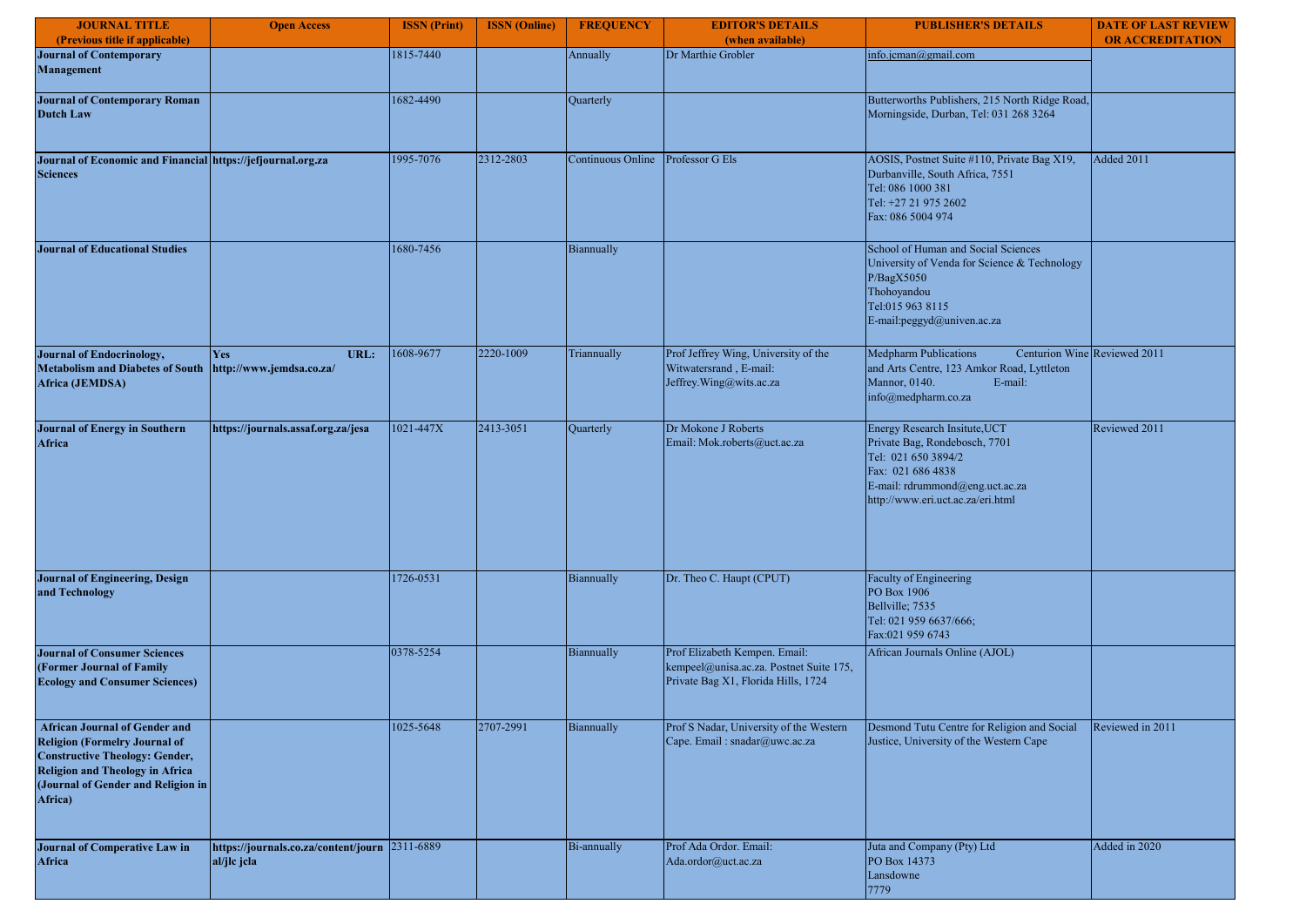| JOURNAL TITLE (Previous title if applicable) | Open Access | ISSN (Print) | ISSN (Online) | FREQUENCY | EDITOR'S DETAILS (when available) | PUBLISHER'S DETAILS | DATE OF LAST REVIEW OR ACCREDITATION |
|---|---|---|---|---|---|---|---|
| **Journal of Contemporary Management** | | 1815-7440 | | Annually | Dr Marthie Grobler | info.jcman@gmail.com | |
| **Journal of Contemporary Roman Dutch Law** | | 1682-4490 | | Quarterly | | Butterworths Publishers, 215 North Ridge Road, Morningside, Durban, Tel: 031 268 3264 | |
| **Journal of Economic and Financial Sciences** | **https://jefjournal.org.za** | 1995-7076 | 2312-2803 | Continuous Online | Professor G Els | AOSIS, Postnet Suite #110, Private Bag X19, Durbanville, South Africa, 7551 Tel: 086 1000 381 Tel: +27 21 975 2602 Fax: 086 5004 974 | Added 2011 |
| **Journal of Educational Studies** | | 1680-7456 | | Biannually | | School of Human and Social Sciences University of Venda for Science & Technology P/BagX5050 Thohoyandou Tel:015 963 8115 E-mail:peggyd@univen.ac.za | |
| **Journal of Endocrinology, Metabolism and Diabetes of South Africa (JEMDSA)** | **Yes URL: http://www.jemdsa.co.za/** | 1608-9677 | 2220-1009 | Triannually | Prof Jeffrey Wing, University of the Witwatersrand , E-mail: Jeffrey.Wing@wits.ac.za | Medpharm Publications Centurion Wine and Arts Centre, 123 Amkor Road, Lyttleton Mannor, 0140. E-mail: info@medpharm.co.za | Reviewed 2011 |
| **Journal of Energy in Southern Africa** | **https://journals.assaf.org.za/jesa** | 1021-447X | 2413-3051 | Quarterly | Dr Mokone J Roberts Email: Mok.roberts@uct.ac.za | Energy Research Insitute,UCT Private Bag, Rondebosch, 7701 Tel: 021 650 3894/2 Fax: 021 686 4838 E-mail: rdrummond@eng.uct.ac.za http://www.eri.uct.ac.za/eri.html | Reviewed 2011 |
| **Journal of Engineering, Design and Technology** | | 1726-0531 | | Biannually | Dr. Theo C. Haupt (CPUT) | Faculty of Engineering PO Box 1906 Bellville; 7535 Tel: 021 959 6637/666; Fax:021 959 6743 | |
| **Journal of Consumer Sciences (Former Journal of Family Ecology and Consumer Sciences)** | | 0378-5254 | | Biannually | Prof Elizabeth Kempen. Email: kempeel@unisa.ac.za. Postnet Suite 175, Private Bag X1, Florida Hills, 1724 | African Journals Online (AJOL) | |
| **African Journal of Gender and Religion (Formelry Journal of Constructive Theology: Gender, Religion and Theology in Africa (Journal of Gender and Religion in Africa)** | | 1025-5648 | 2707-2991 | Biannually | Prof S Nadar, University of the Western Cape. Email : snadar@uwc.ac.za | Desmond Tutu Centre for Religion and Social Justice, University of the Western Cape | Reviewed in 2011 |
| **Journal of Comperative Law in Africa** | **https://journals.co.za/content/journal/jlc jcla** | 2311-6889 | | Bi-annually | Prof Ada Ordor. Email: Ada.ordor@uct.ac.za | Juta and Company (Pty) Ltd PO Box 14373 Lansdowne 7779 | Added in 2020 |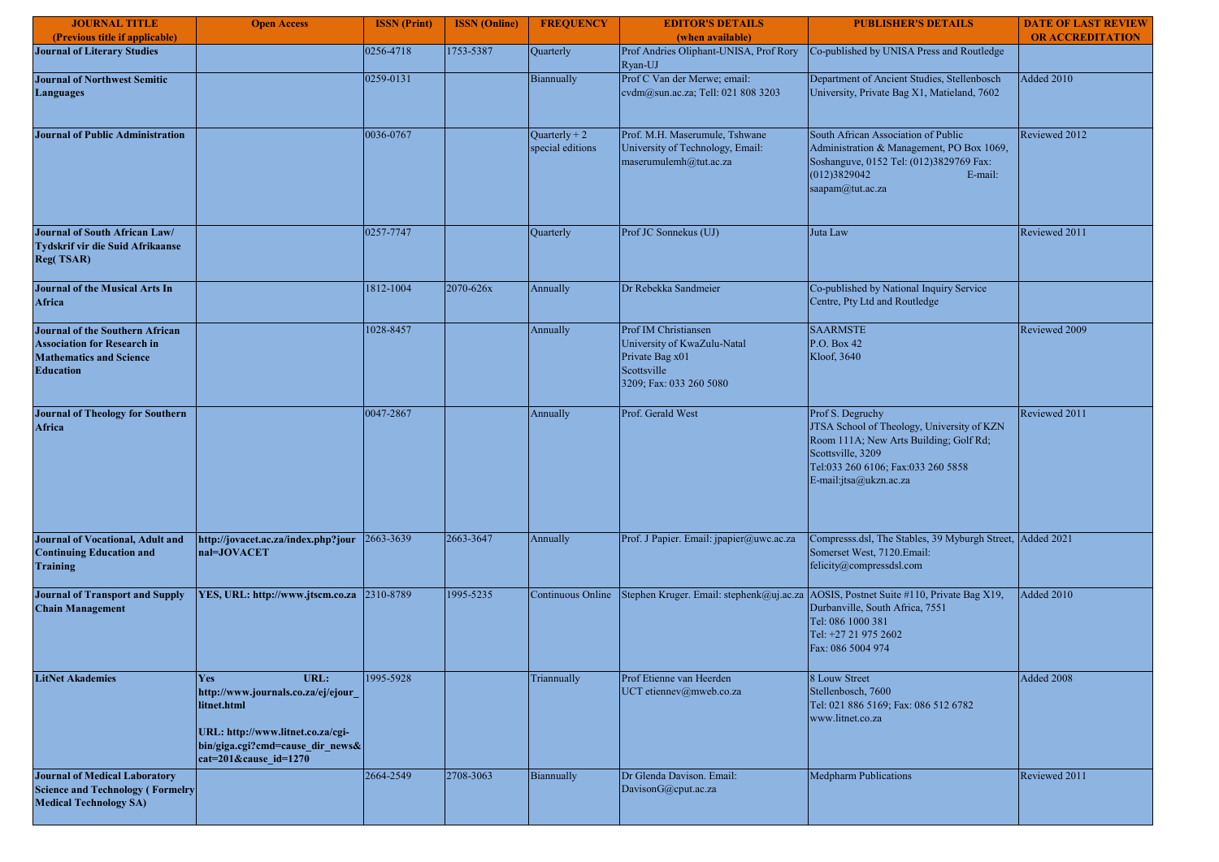| JOURNAL TITLE (Previous title if applicable) | Open Access | ISSN (Print) | ISSN (Online) | FREQUENCY | EDITOR'S DETAILS (when available) | PUBLISHER'S DETAILS | DATE OF LAST REVIEW OR ACCREDITATION |
|---|---|---|---|---|---|---|---|
| **Journal of Literary Studies** | | 0256-4718 | 1753-5387 | Quarterly | Prof Andries Oliphant-UNISA, Prof Rory Ryan-UJ | Co-published by UNISA Press and Routledge | |
| **Journal of Northwest Semitic Languages** | | 0259-0131 | | Biannually | Prof C Van der Merwe; email: cvdm@sun.ac.za; Tell: 021 808 3203 | Department of Ancient Studies, Stellenbosch University, Private Bag X1, Matieland, 7602 | Added 2010 |
| **Journal of Public Administration** | | 0036-0767 | | Quarterly + 2 special editions | Prof. M.H. Maserumule, Tshwane University of Technology, Email: maserumulemh@tut.ac.za | South African Association of Public Administration & Management, PO Box 1069, Soshanguve, 0152 Tel: (012)3829769 Fax: (012)3829042 E-mail: saapam@tut.ac.za | Reviewed 2012 |
| **Journal of South African Law/ Tydskrif vir die Suid Afrikaanse Reg( TSAR)** | | 0257-7747 | | Quarterly | Prof JC Sonnekus (UJ) | Juta Law | Reviewed 2011 |
| **Journal of the Musical Arts In Africa** | | 1812-1004 | 2070-626x | Annually | Dr Rebekka Sandmeier | Co-published by National Inquiry Service Centre, Pty Ltd and Routledge | |
| **Journal of the Southern African Association for Research in Mathematics and Science Education** | | 1028-8457 | | Annually | Prof IM Christiansen University of KwaZulu-Natal Private Bag x01 Scottsville 3209; Fax: 033 260 5080 | SAARMSTE P.O. Box 42 Kloof, 3640 | Reviewed 2009 |
| **Journal of Theology for Southern Africa** | | 0047-2867 | | Annually | Prof. Gerald West | Prof S. Degruchy JTSA School of Theology, University of KZN Room 111A; New Arts Building; Golf Rd; Scottsville, 3209 Tel:033 260 6106; Fax:033 260 5858 E-mail:jtsa@ukzn.ac.za | Reviewed 2011 |
| **Journal of Vocational, Adult and Continuing Education and Training** | **http://jovacet.ac.za/index.php?journal=JOVACET** | 2663-3639 | 2663-3647 | Annually | Prof. J Papier. Email: jpapier@uwc.ac.za | Compresss.dsl, The Stables, 39 Myburgh Street, Somerset West, 7120.Email: felicity@compressdsl.com | Added 2021 |
| **Journal of Transport and Supply Chain Management** | **YES, URL: http://www.jtscm.co.za** | 2310-8789 | 1995-5235 | Continuous Online | Stephen Kruger. Email: stephenk@uj.ac.za | AOSIS, Postnet Suite #110, Private Bag X19, Durbanville, South Africa, 7551 Tel: 086 1000 381 Tel: +27 21 975 2602 Fax: 086 5004 974 | Added 2010 |
| **LitNet Akademies** | **Yes URL: http://www.journals.co.za/ej/ejour_litnet.html URL: http://www.litnet.co.za/cgi-bin/giga.cgi?cmd=cause_dir_news&cat=201&cause_id=1270** | 1995-5928 | | Triannually | Prof Etienne van Heerden UCT etiennev@mweb.co.za | 8 Louw Street Stellenbosch, 7600 Tel: 021 886 5169; Fax: 086 512 6782 www.litnet.co.za | Added 2008 |
| **Journal of Medical Laboratory Science and Technology ( Formelry Medical Technology SA)** | | 2664-2549 | 2708-3063 | Biannually | Dr Glenda Davison. Email: DavisonG@cput.ac.za | Medpharm Publications | Reviewed 2011 |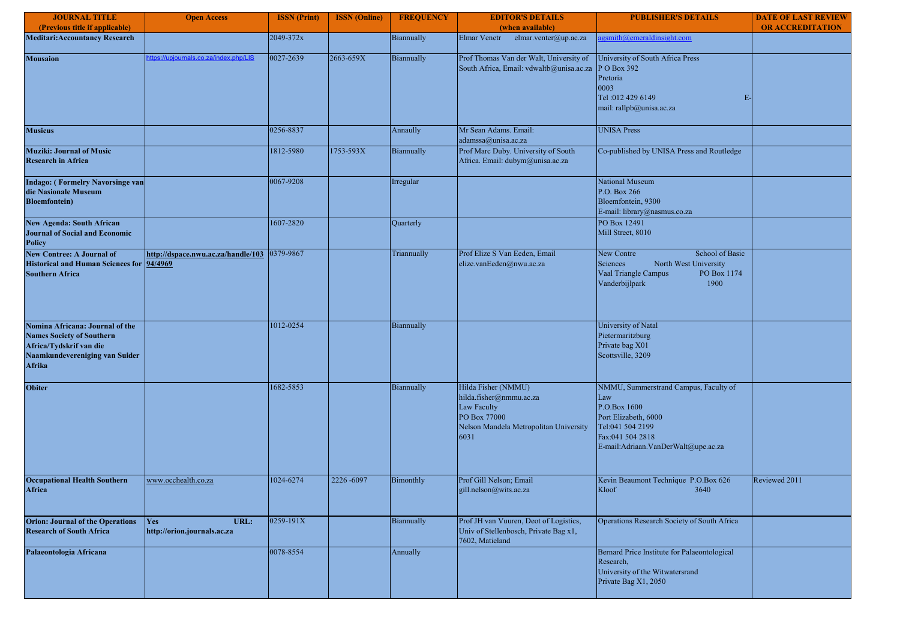| JOURNAL TITLE (Previous title if applicable) | Open Access | ISSN (Print) | ISSN (Online) | FREQUENCY | EDITOR'S DETAILS (when available) | PUBLISHER'S DETAILS | DATE OF LAST REVIEW OR ACCREDITATION |
|---|---|---|---|---|---|---|---|
| **Meditari:Accountancy Research** | | 2049-372x | | Biannually | Elmar Venetr elmar.venter@up.ac.za | agsmith@emeraldinsight.com | |
| **Mousaion** | https://upjournals.co.za/index.php/LIS | 0027-2639 | 2663-659X | Biannually | Prof Thomas Van der Walt, University of South Africa, Email: vdwaltb@unisa.ac.za | University of South Africa Press P O Box 392 Pretoria 0003 Tel :012 429 6149 E-mail: rallpb@unisa.ac.za | |
| **Musicus** | | 0256-8837 | | Annaully | Mr Sean Adams. Email: adamssa@unisa.ac.za | UNISA Press | |
| **Muziki: Journal of Music Research in Africa** | | 1812-5980 | 1753-593X | Biannually | Prof Marc Duby. University of South Africa. Email: dubym@unisa.ac.za | Co-published by UNISA Press and Routledge | |
| **Indago: ( Formelry Navorsinge van die Nasionale Museum Bloemfontein)** | | 0067-9208 | | Irregular | | National Museum P.O. Box 266 Bloemfontein, 9300 E-mail: library@nasmus.co.za | |
| **New Agenda: South African Journal of Social and Economic Policy** | | 1607-2820 | | Quarterly | | PO Box 12491 Mill Street, 8010 | |
| **New Contree: A Journal of Historical and Human Sciences for Southern Africa** | **http://dspace.nwu.ac.za/handle/10394/4969** | 0379-9867 | | Triannually | Prof Elize S Van Eeden, Email elize.vanEeden@nwu.ac.za | New Contre School of Basic Sciences North West University Vaal Triangle Campus PO Box 1174 Vanderbijlpark 1900 | |
| **Nomina Africana: Journal of the Names Society of Southern Africa/Tydskrif van die Naamkundevereniging van Suider Afrika** | | 1012-0254 | | Biannually | | University of Natal Pietermaritzburg Private bag X01 Scottsville, 3209 | |
| **Obiter** | | 1682-5853 | | Biannually | Hilda Fisher (NMMU) hilda.fisher@nmmu.ac.za Law Faculty PO Box 77000 Nelson Mandela Metropolitan University 6031 | NMMU, Summerstrand Campus, Faculty of Law P.O.Box 1600 Port Elizabeth, 6000 Tel:041 504 2199 Fax:041 504 2818 E-mail:Adriaan.VanDerWalt@upe.ac.za | |
| **Occupational Health Southern Africa** | www.occhealth.co.za | 1024-6274 | 2226 -6097 | Bimonthly | Prof Gill Nelson; Email gill.nelson@wits.ac.za | Kevin Beaumont Technique P.O.Box 626 Kloof 3640 | Reviewed 2011 |
| **Orion: Journal of the Operations Research of South Africa** | **Yes URL: http://orion.journals.ac.za** | 0259-191X | | Biannually | Prof JH van Vuuren, Deot of Logistics, Univ of Stellenbosch, Private Bag x1, 7602, Matieland | Operations Research Society of South Africa | |
| **Palaeontologia Africana** | | 0078-8554 | | Annually | | Bernard Price Institute for Palaeontological Research, University of the Witwatersrand Private Bag X1, 2050 | |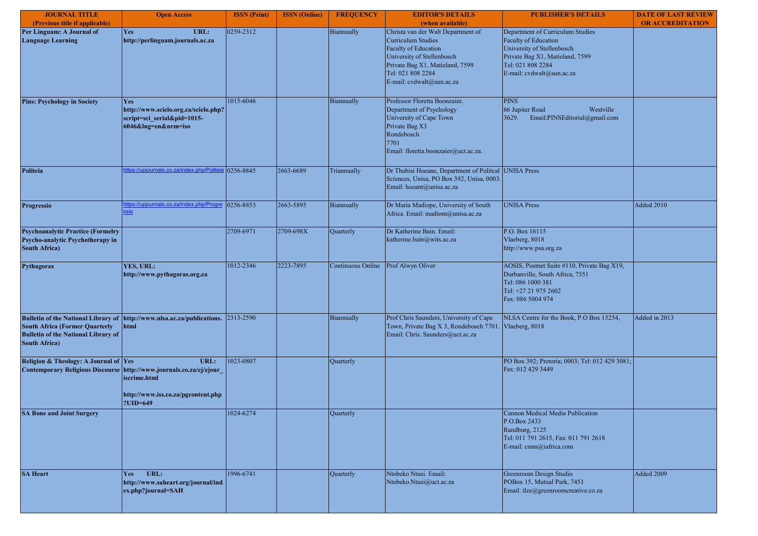| JOURNAL TITLE (Previous title if applicable) | Open Access | ISSN (Print) | ISSN (Online) | FREQUENCY | EDITOR'S DETAILS (when available) | PUBLISHER'S DETAILS | DATE OF LAST REVIEW OR ACCREDITATION |
|---|---|---|---|---|---|---|---|
| **Per Linguam: A Journal of Language Learning** | **Yes URL: http://perlinguam.journals.ac.za** | 0259-2312 | | Biannually | Christa van der Walt Department of Curriculum Studies Faculty of Education University of Stellenbosch Private Bag X1, Matieland, 7599 Tel: 021 808 2284 E-mail: cvdwalt@sun.ac.za | Department of Curriculum Studies Faculty of Education University of Stellenbosch Private Bag X1, Matieland, 7599 Tel: 021 808 2284 E-mail: cvdwalt@sun.ac.za | |
| **Pins: Psychology in Society** | **Yes http://www.scielo.org.za/scielo.php?script=sci_serial&pid=1015-6046&lng=en&nrm=iso** | 1015-6046 | | Biannually | Professor Floretta Boonzaier. Department of Psychology University of Cape Town Private Bag X3 Rondebosch 7701 Email: floretta.boonzaier@uct.ac.za. | PINS 66 Jupiter Road Westville 3629. Email:PINSEditorial@gmail.com | |
| **Politeia** | https://upjournals.co.za/index.php/Politeia | 0256-8845 | 2663-6689 | Triannually | Dr Thabisi Hoeane, Department of Politcal Sciences, Unisa, PO Box 392, Unisa, 0003. Email: hoeant@unisa.ac.za | UNISA Press | |
| **Progressio** | https://upjournals.co.za/index.php/Progressio | 0256-8853 | 2663-5895 | Biannually | Dr Maria Madiope, University of South Africa. Email: madiom@unisa.ac.za | UNISA Press | Added 2010 |
| **Psychoanalytic Practice (Formelry Psycho-analytic Psychotherapy in South Africa)** | | 2709-6971 | 2709-698X | Quarterly | Dr Katherine Bain. Email: katherine.bain@wits.ac.za | P.O. Box 16115 Vlaeberg, 8018 http://www.psa.org.za | |
| **Pythagoras** | **YES, URL: http://www.pythagoras.org.za** | 1012-2346 | 2223-7895 | Continuous Online | Prof Alwyn Oliver | AOSIS, Postnet Suite #110, Private Bag X19, Durbanville, South Africa, 7551 Tel: 086 1000 381 Tel: +27 21 975 2602 Fax: 086 5004 974 | |
| **Bulletin of the National Library of South Africa (Former Quarterly Bulletin of the National Library of South Africa)** | **http://www.nlsa.ac.za/publications.html** | 2313-2590 | | Biannually | Prof Chris Saunders, University of Cape Town, Private Bag X 3, Rondebosch 7701. Email: Chris. Saunders@uct.ac.za | NLSA Centre for the Book, P.O Box 15254, Vlaeberg, 8018 | Added in 2013 |
| **Religion & Theology: A Journal of Contemporary Religious Discourse** | **Yes URL: http://www.journals.co.za/ej/ejour_iscrime.html http://www.iss.co.za/pgcontent.php?UID=649** | 1023-0807 | | Quarterly | | PO Box 392; Pretoria; 0003; Tel: 012 429 3081; Fax: 012 429 3449 | |
| **SA Bone and Joint Surgery** | | 1024-6274 | | Quarterly | | Cannon Medical Media Publication P.O.Box 2433 Randburg, 2125 Tel: 011 791 2615, Fax: 011 791 2618 E-mail: cmm@iafrica.com | |
| **SA Heart** | **Yes URL: http://www.saheart.org/journal/index.php?journal=SAH** | 1996-6741 | | Quarterly | Ntobeko Ntusi. Email: Ntobeko.Ntusi@uct.ac.za | Greenroom Design Studio POBox 15, Mutual Park, 7451 Email: ilze@greenroomcreative.co.za | Added 2009 |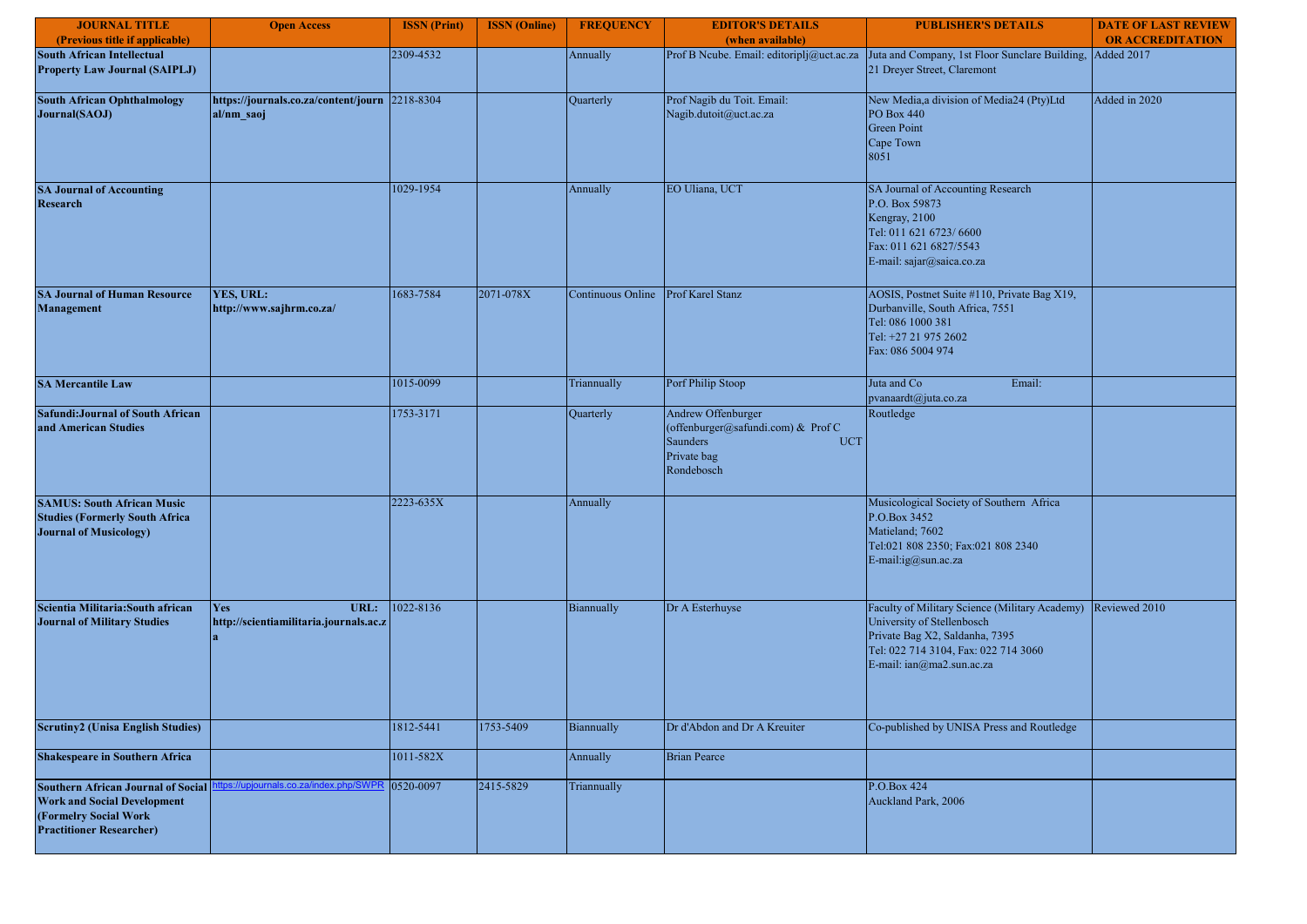| JOURNAL TITLE (Previous title if applicable) | Open Access | ISSN (Print) | ISSN (Online) | FREQUENCY | EDITOR'S DETAILS (when available) | PUBLISHER'S DETAILS | DATE OF LAST REVIEW OR ACCREDITATION |
|---|---|---|---|---|---|---|---|
| **South African Intellectual Property Law Journal (SAIPLJ)** | | 2309-4532 | | Annually | Prof B Ncube. Email: editoriplj@uct.ac.za | Juta and Company, 1st Floor Sunclare Building, 21 Dreyer Street, Claremont | Added 2017 |
| **South African Ophthalmology Journal(SAOJ)** | **https://journals.co.za/content/journal/nm_saoj** | 2218-8304 | | Quarterly | Prof Nagib du Toit. Email: Nagib.dutoit@uct.ac.za | New Media,a division of Media24 (Pty)Ltd PO Box 440 Green Point Cape Town 8051 | Added in 2020 |
| **SA Journal of Accounting Research** | | 1029-1954 | | Annually | EO Uliana, UCT | SA Journal of Accounting Research P.O. Box 59873 Kengray, 2100 Tel: 011 621 6723/ 6600 Fax: 011 621 6827/5543 E-mail: sajar@saica.co.za | |
| **SA Journal of Human Resource Management** | **YES, URL: http://www.sajhrm.co.za/** | 1683-7584 | 2071-078X | Continuous Online | Prof Karel Stanz | AOSIS, Postnet Suite #110, Private Bag X19, Durbanville, South Africa, 7551 Tel: 086 1000 381 Tel: +27 21 975 2602 Fax: 086 5004 974 | |
| **SA Mercantile Law** | | 1015-0099 | | Triannually | Porf Philip Stoop | Juta and Co Email: pvanaardt@juta.co.za | |
| **Safundi:Journal of South African and American Studies** | | 1753-3171 | | Quarterly | Andrew Offenburger (offenburger@safundi.com) & Prof C Saunders UCT Private bag Rondebosch | Routledge | |
| **SAMUS: South African Music Studies (Formerly South Africa Journal of Musicology)** | | 2223-635X | | Annually | | Musicological Society of Southern Africa P.O.Box 3452 Matieland; 7602 Tel:021 808 2350; Fax:021 808 2340 E-mail:ig@sun.ac.za | |
| **Scientia Militaria:South african Journal of Military Studies** | **Yes URL: http://scientiamilitaria.journals.ac.za** | 1022-8136 | | Biannually | Dr A Esterhuyse | Faculty of Military Science (Military Academy) University of Stellenbosch Private Bag X2, Saldanha, 7395 Tel: 022 714 3104, Fax: 022 714 3060 E-mail: ian@ma2.sun.ac.za | Reviewed 2010 |
| **Scrutiny2 (Unisa English Studies)** | | 1812-5441 | 1753-5409 | Biannually | Dr d'Abdon and Dr A Kreuiter | Co-published by UNISA Press and Routledge | |
| **Shakespeare in Southern Africa** | | 1011-582X | | Annually | Brian Pearce | | |
| **Southern African Journal of Social Work and Social Development (Formelry Social Work Practitioner Researcher)** | https://upjournals.co.za/index.php/SWPR | 0520-0097 | 2415-5829 | Triannually | | P.O.Box 424 Auckland Park, 2006 | |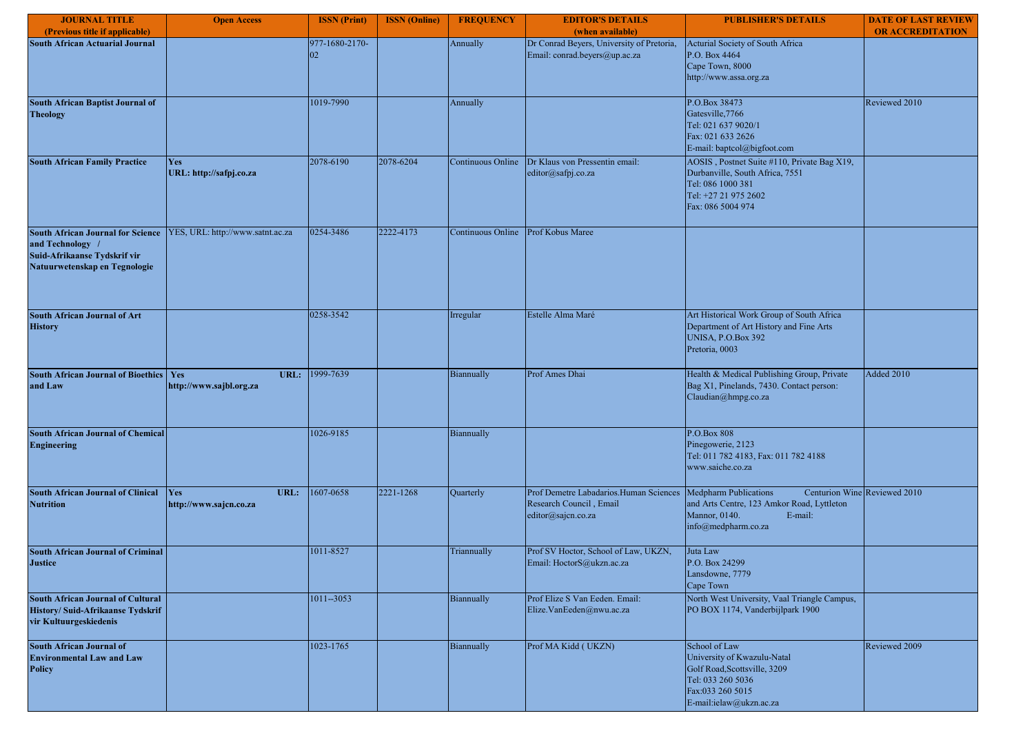| JOURNAL TITLE (Previous title if applicable) | Open Access | ISSN (Print) | ISSN (Online) | FREQUENCY | EDITOR'S DETAILS (when available) | PUBLISHER'S DETAILS | DATE OF LAST REVIEW OR ACCREDITATION |
|---|---|---|---|---|---|---|---|
| **South African Actuarial Journal** | | 977-1680-2170-02 | | Annually | Dr Conrad Beyers, University of Pretoria, Email: conrad.beyers@up.ac.za | Acturial Society of South Africa P.O. Box 4464 Cape Town, 8000 http://www.assa.org.za | |
| **South African Baptist Journal of Theology** | | 1019-7990 | | Annually | | P.O.Box 38473 Gatesville,7766 Tel: 021 637 9020/1 Fax: 021 633 2626 E-mail: baptcol@bigfoot.com | Reviewed 2010 |
| **South African Family Practice** | **Yes URL: http://safpj.co.za** | 2078-6190 | 2078-6204 | Continuous Online | Dr Klaus von Pressentin email: editor@safpj.co.za | AOSIS , Postnet Suite #110, Private Bag X19, Durbanville, South Africa, 7551 Tel: 086 1000 381 Tel: +27 21 975 2602 Fax: 086 5004 974 | |
| **South African Journal for Science and Technology / Suid-Afrikaanse Tydskrif vir Natuurwetenskap en Tegnologie** | YES, URL: http://www.satnt.ac.za | 0254-3486 | 2222-4173 | Continuous Online | Prof Kobus Maree | | |
| **South African Journal of Art History** | | 0258-3542 | | Irregular | Estelle Alma Maré | Art Historical Work Group of South Africa Department of Art History and Fine Arts UNISA, P.O.Box 392 Pretoria, 0003 | |
| **South African Journal of Bioethics and Law** | **Yes URL: http://www.sajbl.org.za** | 1999-7639 | | Biannually | Prof Ames Dhai | Health & Medical Publishing Group, Private Bag X1, Pinelands, 7430. Contact person: Claudian@hmpg.co.za | Added 2010 |
| **South African Journal of Chemical Engineering** | | 1026-9185 | | Biannually | | P.O.Box 808 Pinegowerie, 2123 Tel: 011 782 4183, Fax: 011 782 4188 www.saiche.co.za | |
| **South African Journal of Clinical Nutrition** | **Yes URL: http://www.sajcn.co.za** | 1607-0658 | 2221-1268 | Quarterly | Prof Demetre Labadarios.Human Sciences Research Council , Email editor@sajcn.co.za | Medpharm Publications Centurion Wine and Arts Centre, 123 Amkor Road, Lyttleton Mannor, 0140. E-mail: info@medpharm.co.za | Reviewed 2010 |
| **South African Journal of Criminal Justice** | | 1011-8527 | | Triannually | Prof SV Hoctor, School of Law, UKZN, Email: HoctorS@ukzn.ac.za | Juta Law P.O. Box 24299 Lansdowne, 7779 Cape Town | |
| **South African Journal of Cultural History/ Suid-Afrikaanse Tydskrif vir Kultuurgeskiedenis** | | 1011--3053 | | Biannually | Prof Elize S Van Eeden. Email: Elize.VanEeden@nwu.ac.za | North West University, Vaal Triangle Campus, PO BOX 1174, Vanderbijlpark 1900 | |
| **South African Journal of Environmental Law and Law Policy** | | 1023-1765 | | Biannually | Prof MA Kidd ( UKZN) | School of Law University of Kwazulu-Natal Golf Road,Scottsville, 3209 Tel: 033 260 5036 Fax:033 260 5015 E-mail:ielaw@ukzn.ac.za | Reviewed 2009 |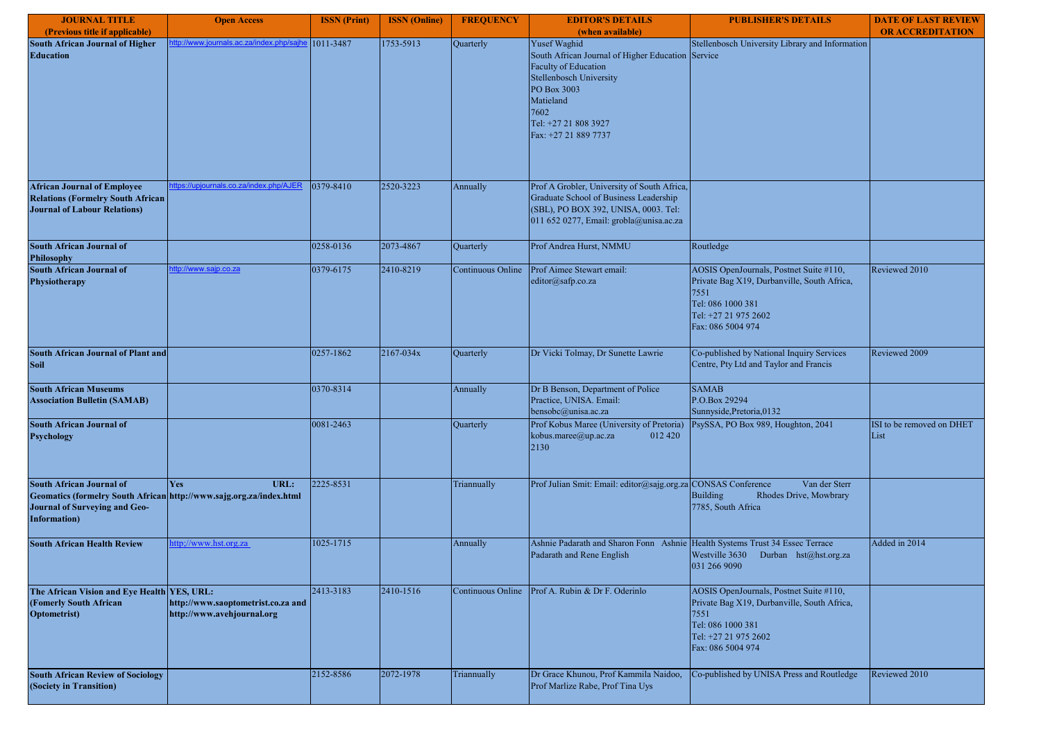| JOURNAL TITLE (Previous title if applicable) | Open Access | ISSN (Print) | ISSN (Online) | FREQUENCY | EDITOR'S DETAILS (when available) | PUBLISHER'S DETAILS | DATE OF LAST REVIEW OR ACCREDITATION |
|---|---|---|---|---|---|---|---|
| **South African Journal of Higher Education** | http://www.journals.ac.za/index.php/sajhe | 1011-3487 | 1753-5913 | Quarterly | Yusef Waghid South African Journal of Higher Education Faculty of Education Stellenbosch University PO Box 3003 Matieland 7602 Tel: +27 21 808 3927 Fax: +27 21 889 7737 | Stellenbosch University Library and Information Service | |
| **African Journal of Employee Relations (Formelry South African Journal of Labour Relations)** | https://upjournals.co.za/index.php/AJER | 0379-8410 | 2520-3223 | Annually | Prof A Grobler, University of South Africa, Graduate School of Business Leadership (SBL), PO BOX 392, UNISA, 0003. Tel: 011 652 0277, Email: grobla@unisa.ac.za | | |
| **South African Journal of Philosophy** | | 0258-0136 | 2073-4867 | Quarterly | Prof Andrea Hurst, NMMU | Routledge | |
| **South African Journal of Physiotherapy** | http://www.sajp.co.za | 0379-6175 | 2410-8219 | Continuous Online | Prof Aimee Stewart email: editor@safp.co.za | AOSIS OpenJournals, Postnet Suite #110, Private Bag X19, Durbanville, South Africa, 7551 Tel: 086 1000 381 Tel: +27 21 975 2602 Fax: 086 5004 974 | Reviewed 2010 |
| **South African Journal of Plant and Soil** | | 0257-1862 | 2167-034x | Quarterly | Dr Vicki Tolmay, Dr Sunette Lawrie | Co-published by National Inquiry Services Centre, Pty Ltd and Taylor and Francis | Reviewed 2009 |
| **South African Museums Association Bulletin (SAMAB)** | | 0370-8314 | | Annually | Dr B Benson, Department of Police Practice, UNISA. Email: bensobc@unisa.ac.za | SAMAB P.O.Box 29294 Sunnyside,Pretoria,0132 | |
| **South African Journal of Psychology** | | 0081-2463 | | Quarterly | Prof Kobus Maree (University of Pretoria) kobus.maree@up.ac.za 012 420 2130 | PsySSA, PO Box 989, Houghton, 2041 | ISI to be removed on DHET List |
| **South African Journal of Geomatics (formelry South African Journal of Surveying and Geo-Information)** | **Yes URL: http://www.sajg.org.za/index.html** | 2225-8531 | | Triannually | Prof Julian Smit: Email: editor@sajg.org.za | CONSAS Conference Van der Sterr Building Rhodes Drive, Mowbrary 7785, South Africa | |
| **South African Health Review** | http://www.hst.org.za | 1025-1715 | | Annually | Ashnie Padarath and Sharon Fonn Ashnie Padarath and Rene English | Health Systems Trust 34 Essec Terrace Westville 3630 Durban hst@hst.org.za 031 266 9090 | Added in 2014 |
| **The African Vision and Eye Health (Fomerly South African Optometrist)** | **YES, URL: http://www.saoptometrist.co.za and http://www.avehjournal.org** | 2413-3183 | 2410-1516 | Continuous Online | Prof A. Rubin & Dr F. Oderinlo | AOSIS OpenJournals, Postnet Suite #110, Private Bag X19, Durbanville, South Africa, 7551 Tel: 086 1000 381 Tel: +27 21 975 2602 Fax: 086 5004 974 | |
| **South African Review of Sociology (Society in Transition)** | | 2152-8586 | 2072-1978 | Triannually | Dr Grace Khunou, Prof Kammila Naidoo, Prof Marlize Rabe, Prof Tina Uys | Co-published by UNISA Press and Routledge | Reviewed 2010 |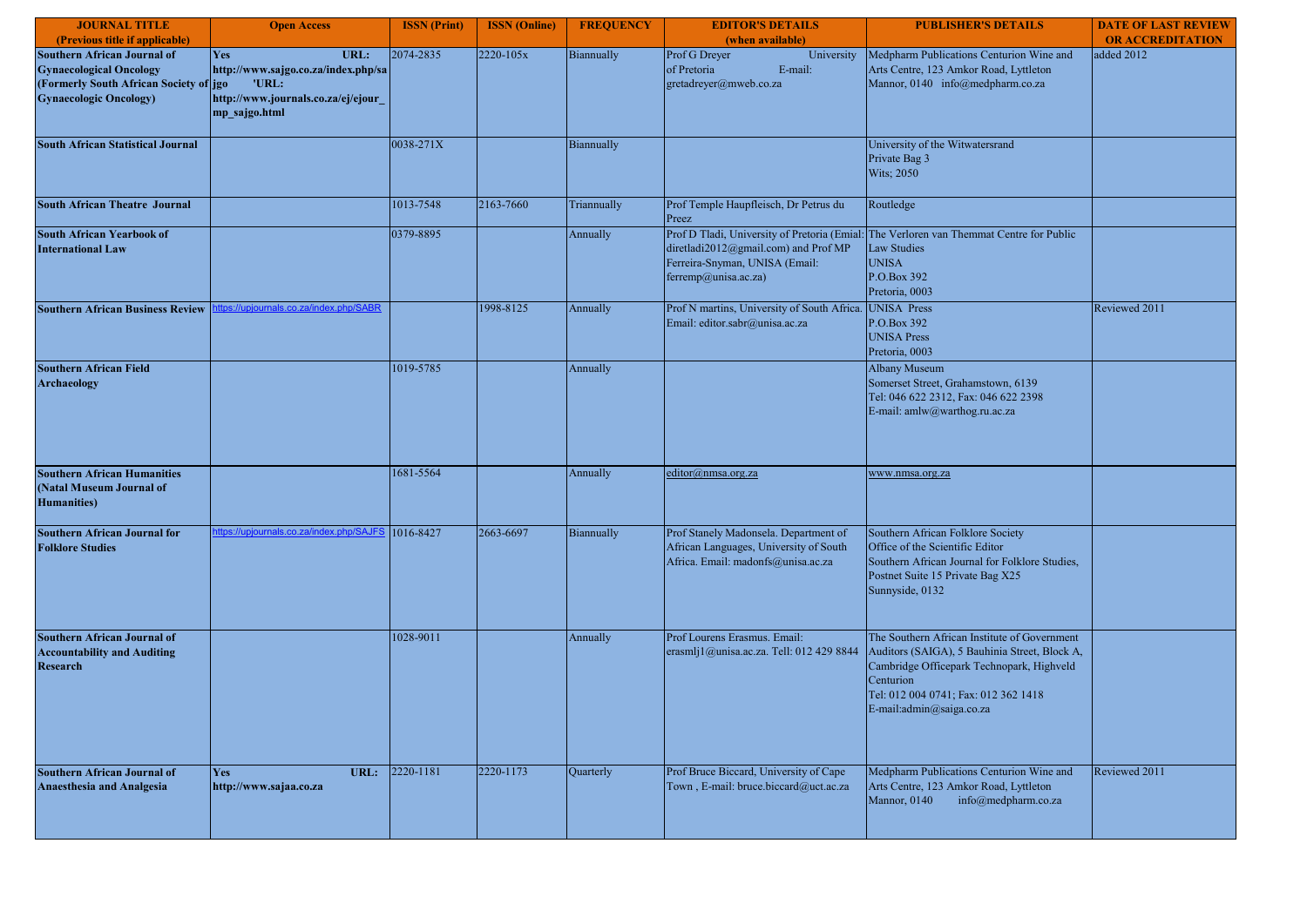| JOURNAL TITLE (Previous title if applicable) | Open Access | ISSN (Print) | ISSN (Online) | FREQUENCY | EDITOR'S DETAILS (when available) | PUBLISHER'S DETAILS | DATE OF LAST REVIEW OR ACCREDITATION |
|---|---|---|---|---|---|---|---|
| **Southern African Journal of Gynaecological Oncology (Formerly South African Society of Gynaecologic Oncology)** | **Yes URL: http://www.sajgo.co.za/index.php/sajgo 'URL: http://www.journals.co.za/ej/ejour_mp_sajgo.html** | 2074-2835 | 2220-105x | Biannually | Prof G Dreyer University of Pretoria E-mail: gretadreyer@mweb.co.za | Medpharm Publications Centurion Wine and Arts Centre, 123 Amkor Road, Lyttleton Mannor, 0140 info@medpharm.co.za | added 2012 |
| **South African Statistical Journal** | | 0038-271X | | Biannually | | University of the Witwatersrand Private Bag 3 Wits; 2050 | |
| **South African Theatre Journal** | | 1013-7548 | 2163-7660 | Triannually | Prof Temple Haupfleisch, Dr Petrus du Preez | Routledge | |
| **South African Yearbook of International Law** | | 0379-8895 | | Annually | Prof D Tladi, University of Pretoria (Emial: diretladi2012@gmail.com) and Prof MP Ferreira-Snyman, UNISA (Email: ferremp@unisa.ac.za) | The Verloren van Themmat Centre for Public Law Studies UNISA P.O.Box 392 Pretoria, 0003 | |
| **Southern African Business Review** | https://upjournals.co.za/index.php/SABR | | 1998-8125 | Annually | Prof N martins, University of South Africa. Email: editor.sabr@unisa.ac.za | UNISA Press P.O.Box 392 UNISA Press Pretoria, 0003 | Reviewed 2011 |
| **Southern African Field Archaeology** | | 1019-5785 | | Annually | | Albany Museum Somerset Street, Grahamstown, 6139 Tel: 046 622 2312, Fax: 046 622 2398 E-mail: amlw@warthog.ru.ac.za | |
| **Southern African Humanities (Natal Museum Journal of Humanities)** | | 1681-5564 | | Annually | editor@nmsa.org.za | www.nmsa.org.za | |
| **Southern African Journal for Folklore Studies** | https://upjournals.co.za/index.php/SAJFS | 1016-8427 | 2663-6697 | Biannually | Prof Stanely Madonsela. Department of African Languages, University of South Africa. Email: madonfs@unisa.ac.za | Southern African Folklore Society Office of the Scientific Editor Southern African Journal for Folklore Studies, Postnet Suite 15 Private Bag X25 Sunnyside, 0132 | |
| **Southern African Journal of Accountability and Auditing Research** | | 1028-9011 | | Annually | Prof Lourens Erasmus. Email: erasmlj1@unisa.ac.za. Tell: 012 429 8844 | The Southern African Institute of Government Auditors (SAIGA), 5 Bauhinia Street, Block A, Cambridge Officepark Technopark, Highveld Centurion Tel: 012 004 0741; Fax: 012 362 1418 E-mail:admin@saiga.co.za | |
| **Southern African Journal of Anaesthesia and Analgesia** | **Yes URL: http://www.sajaa.co.za** | 2220-1181 | 2220-1173 | Quarterly | Prof Bruce Biccard, University of Cape Town , E-mail: bruce.biccard@uct.ac.za | Medpharm Publications Centurion Wine and Arts Centre, 123 Amkor Road, Lyttleton Mannor, 0140 info@medpharm.co.za | Reviewed 2011 |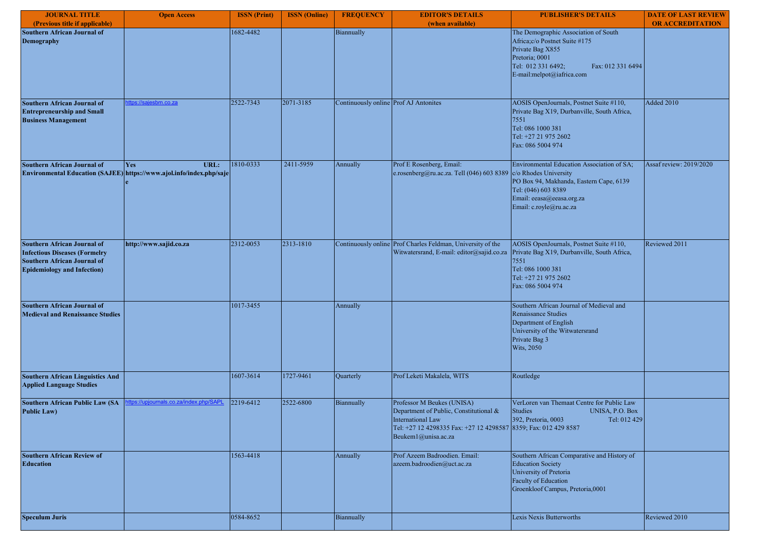| JOURNAL TITLE (Previous title if applicable) | Open Access | ISSN (Print) | ISSN (Online) | FREQUENCY | EDITOR'S DETAILS (when available) | PUBLISHER'S DETAILS | DATE OF LAST REVIEW OR ACCREDITATION |
|---|---|---|---|---|---|---|---|
| **Southern African Journal of Demography** | | 1682-4482 | | Biannually | | The Demographic Association of South Africa;c/o Postnet Suite #175 Private Bag X855 Pretoria; 0001 Tel: 012 331 6492; Fax: 012 331 6494 E-mail:melpot@iafrica.com | |
| **Southern African Journal of Entrepreneurship and Small Business Management** | https://sajesbm.co.za | 2522-7343 | 2071-3185 | Continuously online | Prof AJ Antonites | AOSIS OpenJournals, Postnet Suite #110, Private Bag X19, Durbanville, South Africa, 7551 Tel: 086 1000 381 Tel: +27 21 975 2602 Fax: 086 5004 974 | Added 2010 |
| **Southern African Journal of Environmental Education (SAJEE)** | **Yes URL: https://www.ajol.info/index.php/sajee** | 1810-0333 | 2411-5959 | Annually | Prof E Rosenberg, Email: e.rosenberg@ru.ac.za. Tell (046) 603 8389 | Environmental Education Association of SA; c/o Rhodes University PO Box 94, Makhanda, Eastern Cape, 6139 Tel: (046) 603 8389 Email: eeasa@eeasa.org.za Email: c.royle@ru.ac.za | Assaf review: 2019/2020 |
| **Southern African Journal of Infectious Diseases (Formelry Southern African Journal of Epidemiology and Infection)** | **http://www.sajid.co.za** | 2312-0053 | 2313-1810 | Continuously online | Prof Charles Feldman, University of the Witwatersrand, E-mail: editor@sajid.co.za | AOSIS OpenJournals, Postnet Suite #110, Private Bag X19, Durbanville, South Africa, 7551 Tel: 086 1000 381 Tel: +27 21 975 2602 Fax: 086 5004 974 | Reviewed 2011 |
| **Southern African Journal of Medieval and Renaissance Studies** | | 1017-3455 | | Annually | | Southern African Journal of Medieval and Renaissance Studies Department of English University of the Witwatersrand Private Bag 3 Wits, 2050 | |
| **Southern African Linguistics And Applied Language Studies** | | 1607-3614 | 1727-9461 | Quarterly | Prof Leketi Makalela, WITS | Routledge | |
| **Southern African Public Law (SA Public Law)** | https://upjournals.co.za/index.php/SAPL | 2219-6412 | 2522-6800 | Biannually | Professor M Beukes (UNISA) Department of Public, Constitutional & International Law Tel: +27 12 4298335 Fax: +27 12 4298587 Beukem1@unisa.ac.za | VerLoren van Themaat Centre for Public Law Studies UNISA, P.O. Box 392, Pretoria, 0003 Tel: 012 429 8359; Fax: 012 429 8587 | |
| **Southern African Review of Education** | | 1563-4418 | | Annually | Prof Azeem Badroodien. Email: azeem.badroodien@uct.ac.za | Southern African Comparative and History of Education Society University of Pretoria Faculty of Education Groenkloof Campus, Pretoria,0001 | |
| **Speculum Juris** | | 0584-8652 | | Biannually | | Lexis Nexis Butterworths | Reviewed 2010 |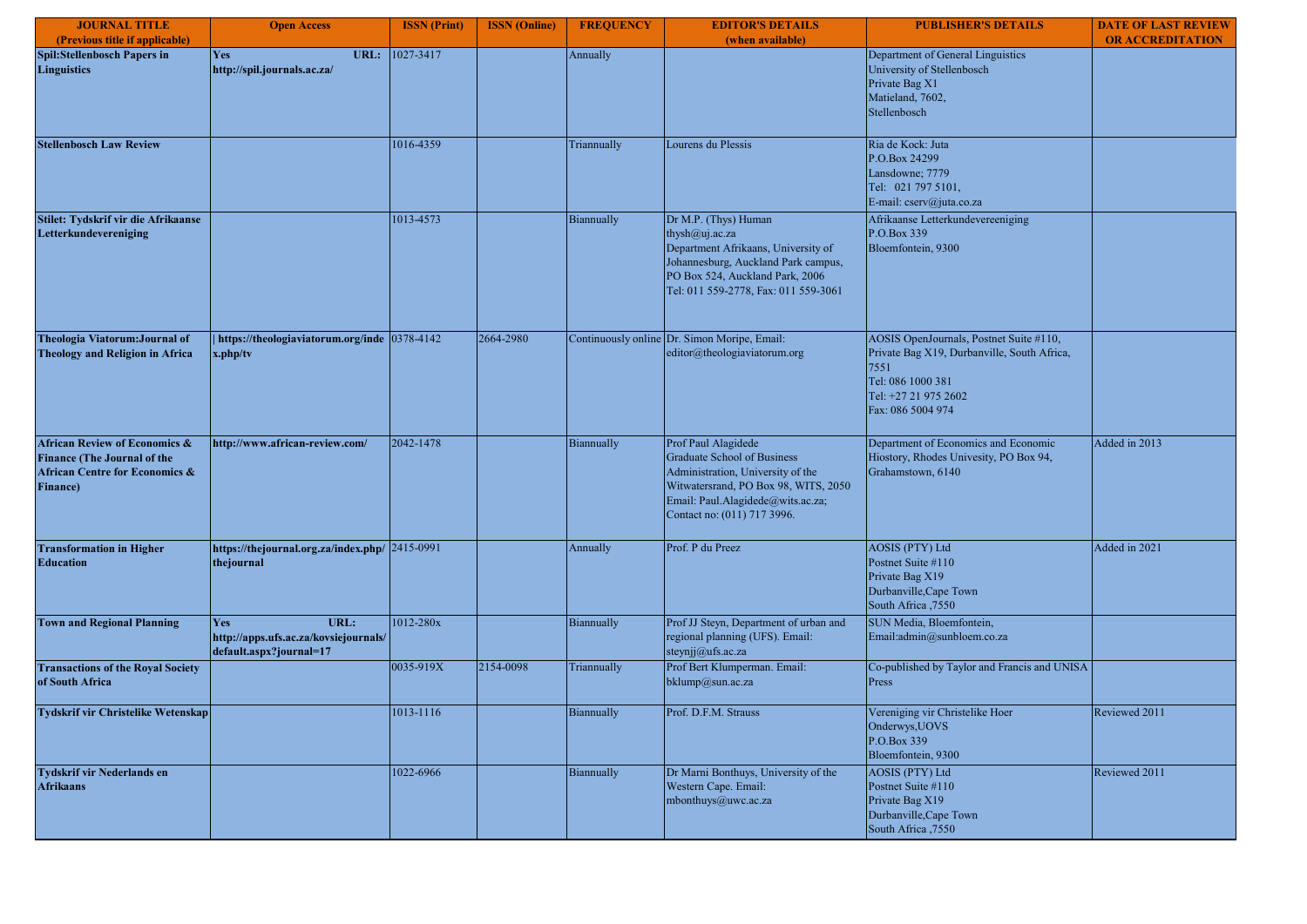| JOURNAL TITLE (Previous title if applicable) | Open Access | ISSN (Print) | ISSN (Online) | FREQUENCY | EDITOR'S DETAILS (when available) | PUBLISHER'S DETAILS | DATE OF LAST REVIEW OR ACCREDITATION |
|---|---|---|---|---|---|---|---|
| **Spil:Stellenbosch Papers in Linguistics** | **Yes URL: http://spil.journals.ac.za/** | 1027-3417 | | Annually | | Department of General Linguistics University of Stellenbosch Private Bag X1 Matieland, 7602, Stellenbosch | |
| **Stellenbosch Law Review** | | 1016-4359 | | Triannually | Lourens du Plessis | Ria de Kock: Juta P.O.Box 24299 Lansdowne; 7779 Tel: 021 797 5101, E-mail: cserv@juta.co.za | |
| **Stilet: Tydskrif vir die Afrikaanse Letterkundevereniging** | | 1013-4573 | | Biannually | Dr M.P. (Thys) Human thysh@uj.ac.za Department Afrikaans, University of Johannesburg, Auckland Park campus, PO Box 524, Auckland Park, 2006 Tel: 011 559-2778, Fax: 011 559-3061 | Afrikaanse Letterkundevereeniging P.O.Box 339 Bloemfontein, 9300 | |
| **Theologia Viatorum:Journal of Theology and Religion in Africa** | **\| https://theologiaviatorum.org/index.php/tv** | 0378-4142 | 2664-2980 | Continuously online | Dr. Simon Moripe, Email: editor@theologiaviatorum.org | AOSIS OpenJournals, Postnet Suite #110, Private Bag X19, Durbanville, South Africa, 7551 Tel: 086 1000 381 Tel: +27 21 975 2602 Fax: 086 5004 974 | |
| **African Review of Economics & Finance (The Journal of the African Centre for Economics & Finance)** | **http://www.african-review.com/** | 2042-1478 | | Biannually | Prof Paul Alagidede Graduate School of Business Administration, University of the Witwatersrand, PO Box 98, WITS, 2050 Email: Paul.Alagidede@wits.ac.za; Contact no: (011) 717 3996. | Department of Economics and Economic Hiostory, Rhodes Univesity, PO Box 94, Grahamstown, 6140 | Added in 2013 |
| **Transformation in Higher Education** | **https://thejournal.org.za/index.php/thejournal** | 2415-0991 | | Annually | Prof. P du Preez | AOSIS (PTY) Ltd Postnet Suite #110 Private Bag X19 Durbanville,Cape Town South Africa ,7550 | Added in 2021 |
| **Town and Regional Planning** | **Yes URL: http://apps.ufs.ac.za/kovsiejournals/default.aspx?journal=17** | 1012-280x | | Biannually | Prof JJ Steyn, Department of urban and regional planning (UFS). Email: steynjj@ufs.ac.za | SUN Media, Bloemfontein, Email:admin@sunbloem.co.za | |
| **Transactions of the Royal Society of South Africa** | | 0035-919X | 2154-0098 | Triannually | Prof Bert Klumperman. Email: bklump@sun.ac.za | Co-published by Taylor and Francis and UNISA Press | |
| **Tydskrif vir Christelike Wetenskap** | | 1013-1116 | | Biannually | Prof. D.F.M. Strauss | Vereniging vir Christelike Hoer Onderwys,UOVS P.O.Box 339 Bloemfontein, 9300 | Reviewed 2011 |
| **Tydskrif vir Nederlands en Afrikaans** | | 1022-6966 | | Biannually | Dr Marni Bonthuys, University of the Western Cape. Email: mbonthuys@uwc.ac.za | AOSIS (PTY) Ltd Postnet Suite #110 Private Bag X19 Durbanville,Cape Town South Africa ,7550 | Reviewed 2011 |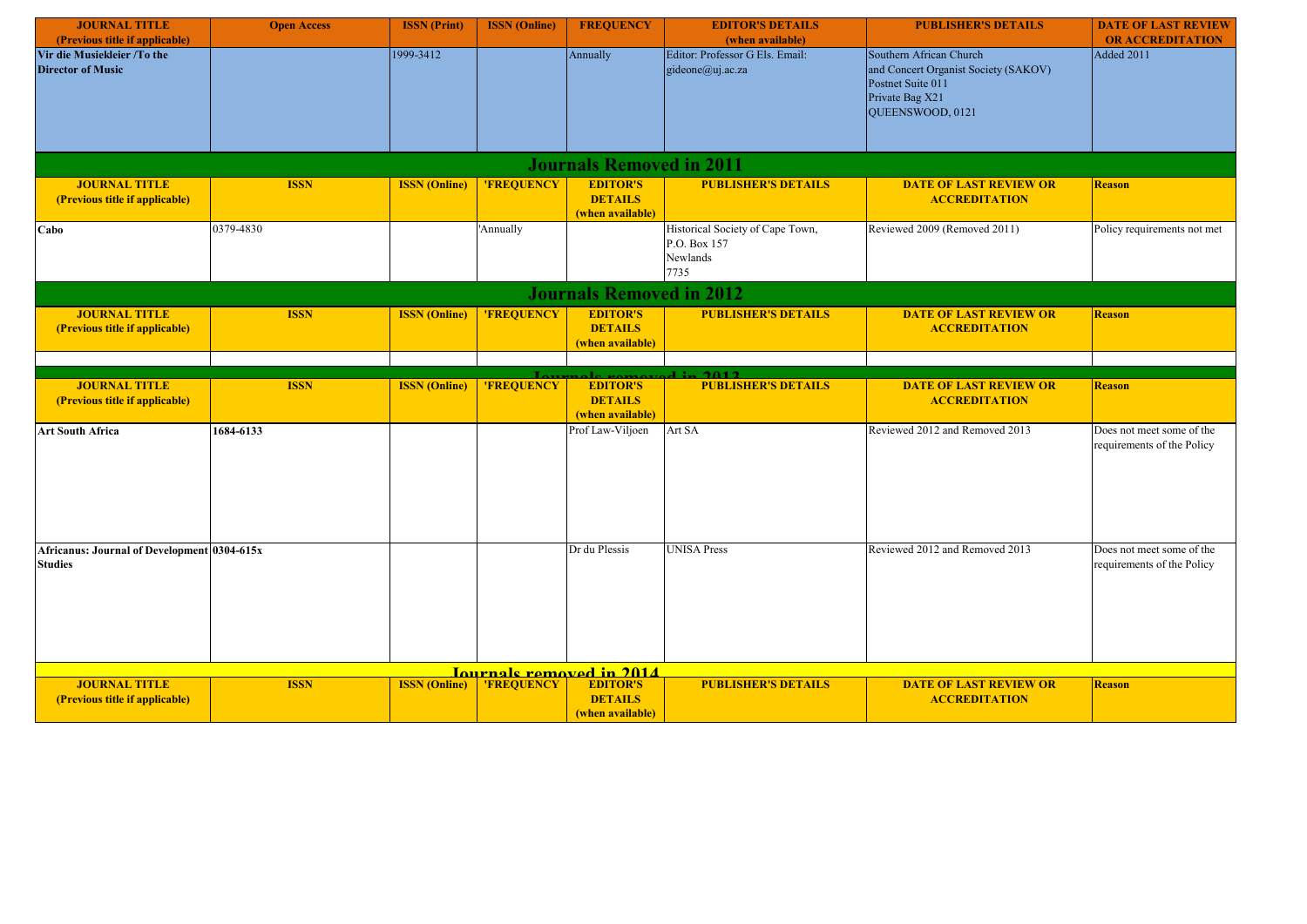| JOURNAL TITLE (Previous title if applicable) | Open Access | ISSN (Print) | ISSN (Online) | FREQUENCY | EDITOR'S DETAILS (when available) | PUBLISHER'S DETAILS | DATE OF LAST REVIEW OR ACCREDITATION |
|---|---|---|---|---|---|---|---|
| **Vir die Musiekleier /To the Director of Music** | | 1999-3412 | | Annually | Editor: Professor G Els. Email: gideone@uj.ac.za | Southern African Church and Concert Organist Society (SAKOV) Postnet Suite 011 Private Bag X21 QUEENSWOOD, 0121 | Added 2011 |

## Journals Removed in 2011

| JOURNAL TITLE (Previous title if applicable) | ISSN | ISSN (Online) | 'FREQUENCY | EDITOR'S DETAILS (when available) | PUBLISHER'S DETAILS | DATE OF LAST REVIEW OR ACCREDITATION | Reason |
|---|---|---|---|---|---|---|---|
| **Cabo** | 0379-4830 | | 'Annually | | Historical Society of Cape Town, P.O. Box 157 Newlands 7735 | Reviewed 2009 (Removed 2011) | Policy requirements not met |

## Journals Removed in 2012

| JOURNAL TITLE (Previous title if applicable) | ISSN | ISSN (Online) | 'FREQUENCY | EDITOR'S DETAILS (when available) | PUBLISHER'S DETAILS | DATE OF LAST REVIEW OR ACCREDITATION | Reason |
|---|---|---|---|---|---|---|---|
| | | | | | | | |

## Journals removed in 2013

| JOURNAL TITLE (Previous title if applicable) | ISSN | ISSN (Online) | 'FREQUENCY | EDITOR'S DETAILS (when available) | PUBLISHER'S DETAILS | DATE OF LAST REVIEW OR ACCREDITATION | Reason |
|---|---|---|---|---|---|---|---|
| **Art South Africa** | **1684-6133** | | | Prof Law-Viljoen | Art SA | Reviewed 2012 and Removed 2013 | Does not meet some of the requirements of the Policy |
| **Africanus: Journal of Development Studies** | **0304-615x** | | | Dr du Plessis | UNISA Press | Reviewed 2012 and Removed 2013 | Does not meet some of the requirements of the Policy |

## Journals removed in 2014

| JOURNAL TITLE (Previous title if applicable) | ISSN | ISSN (Online) | 'FREQUENCY | EDITOR'S DETAILS (when available) | PUBLISHER'S DETAILS | DATE OF LAST REVIEW OR ACCREDITATION | Reason |
|---|---|---|---|---|---|---|---|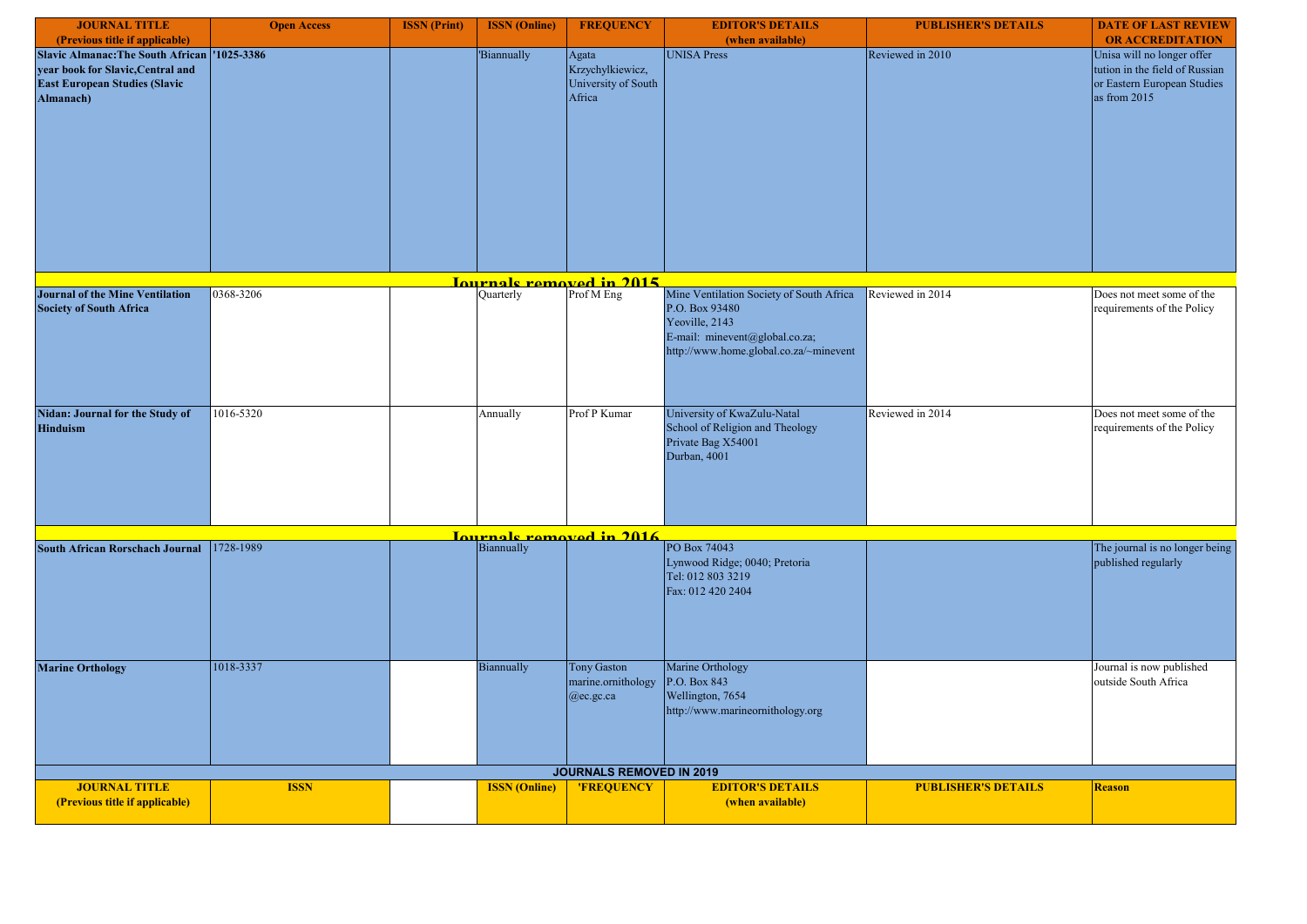| JOURNAL TITLE (Previous title if applicable) | Open Access | ISSN (Print) | ISSN (Online) | FREQUENCY | EDITOR'S DETAILS (when available) | PUBLISHER'S DETAILS | DATE OF LAST REVIEW OR ACCREDITATION |
|---|---|---|---|---|---|---|---|
| **Slavic Almanac:The South African year book for Slavic,Central and East European Studies (Slavic Almanach)** | **'1025-3386** | | 'Biannually | Agata Krzychylkiewicz, University of South Africa | UNISA Press | Reviewed in 2010 | Unisa will no longer offer tution in the field of Russian or Eastern European Studies as from 2015 |
| **Journals removed in 2015** | | | | | | | |
| **Journal of the Mine Ventilation Society of South Africa** | 0368-3206 | | Quarterly | Prof M Eng | Mine Ventilation Society of South Africa P.O. Box 93480 Yeoville, 2143 E-mail: minevent@global.co.za; http://www.home.global.co.za/~minevent | Reviewed in 2014 | Does not meet some of the requirements of the Policy |
| **Nidan: Journal for the Study of Hinduism** | 1016-5320 | | Annually | Prof P Kumar | University of KwaZulu-Natal School of Religion and Theology Private Bag X54001 Durban, 4001 | Reviewed in 2014 | Does not meet some of the requirements of the Policy |
| **Journals removed in 2016** | | | | | | | |
| **South African Rorschach Journal** | 1728-1989 | | Biannually | | PO Box 74043 Lynwood Ridge; 0040; Pretoria Tel: 012 803 3219 Fax: 012 420 2404 | | The journal is no longer being published regularly |
| **Marine Orthology** | 1018-3337 | | Biannually | Tony Gaston marine.ornithology @ec.gc.ca | Marine Orthology P.O. Box 843 Wellington, 7654 http://www.marineornithology.org | | Journal is now published outside South Africa |
| **JOURNALS REMOVED IN 2019** | | | | | | | |
| **JOURNAL TITLE (Previous title if applicable)** | **ISSN** | | **ISSN (Online)** | **'FREQUENCY** | **EDITOR'S DETAILS (when available)** | **PUBLISHER'S DETAILS** | **Reason** |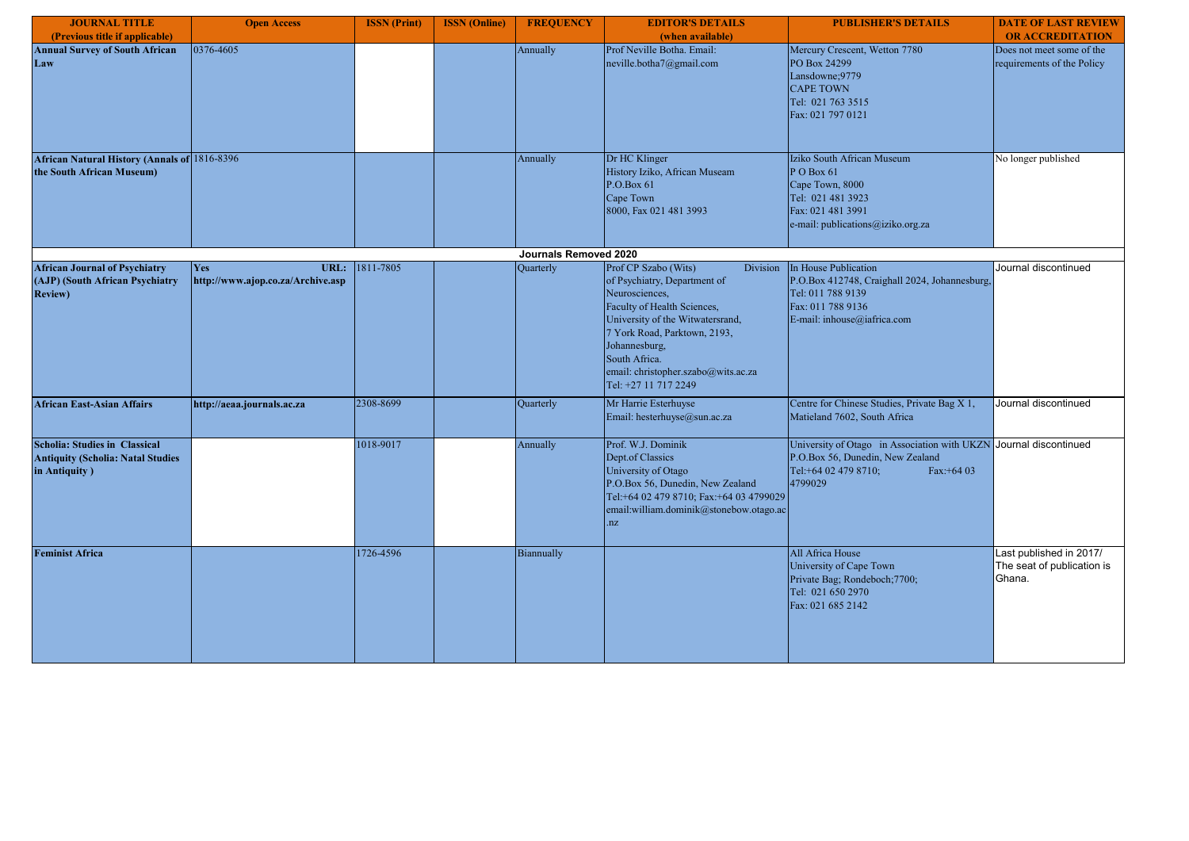| JOURNAL TITLE (Previous title if applicable) | Open Access | ISSN (Print) | ISSN (Online) | FREQUENCY | EDITOR'S DETAILS (when available) | PUBLISHER'S DETAILS | DATE OF LAST REVIEW OR ACCREDITATION |
|---|---|---|---|---|---|---|---|
| **Annual Survey of South African Law** | 0376-4605 | | | Annually | Prof Neville Botha. Email: neville.botha7@gmail.com | Mercury Crescent, Wetton 7780 PO Box 24299 Lansdowne;9779 CAPE TOWN Tel: 021 763 3515 Fax: 021 797 0121 | Does not meet some of the requirements of the Policy |
| **African Natural History (Annals of the South African Museum)** | 1816-8396 | | | Annually | Dr HC Klinger History Iziko, African Museam P.O.Box 61 Cape Town 8000, Fax 021 481 3993 | Iziko South African Museum P O Box 61 Cape Town, 8000 Tel: 021 481 3923 Fax: 021 481 3991 e-mail: publications@iziko.org.za | No longer published |
| | | | | **Journals Removed 2020** | | | |
| **African Journal of Psychiatry (AJP) (South African Psychiatry Review)** | **Yes URL: http://www.ajop.co.za/Archive.asp** | 1811-7805 | | Quarterly | Prof CP Szabo (Wits) Division of Psychiatry, Department of Neurosciences, Faculty of Health Sciences, University of the Witwatersrand, 7 York Road, Parktown, 2193, Johannesburg, South Africa. email: christopher.szabo@wits.ac.za Tel: +27 11 717 2249 | In House Publication P.O.Box 412748, Craighall 2024, Johannesburg, Tel: 011 788 9139 Fax: 011 788 9136 E-mail: inhouse@iafrica.com | Journal discontinued |
| **African East-Asian Affairs** | **http://aeaa.journals.ac.za** | 2308-8699 | | Quarterly | Mr Harrie Esterhuyse Email: hesterhuyse@sun.ac.za | Centre for Chinese Studies, Private Bag X 1, Matieland 7602, South Africa | Journal discontinued |
| **Scholia: Studies in Classical Antiquity (Scholia: Natal Studies in Antiquity )** | | 1018-9017 | | Annually | Prof. W.J. Dominik Dept.of Classics University of Otago P.O.Box 56, Dunedin, New Zealand Tel:+64 02 479 8710; Fax:+64 03 4799029 email:william.dominik@stonebow.otago.ac.nz | University of Otago in Association with UKZN P.O.Box 56, Dunedin, New Zealand Tel:+64 02 479 8710; Fax:+64 03 4799029 | Journal discontinued |
| **Feminist Africa** | | 1726-4596 | | Biannually | | All Africa House University of Cape Town Private Bag; Rondeboch;7700; Tel: 021 650 2970 Fax: 021 685 2142 | Last published in 2017/ The seat of publication is Ghana. |